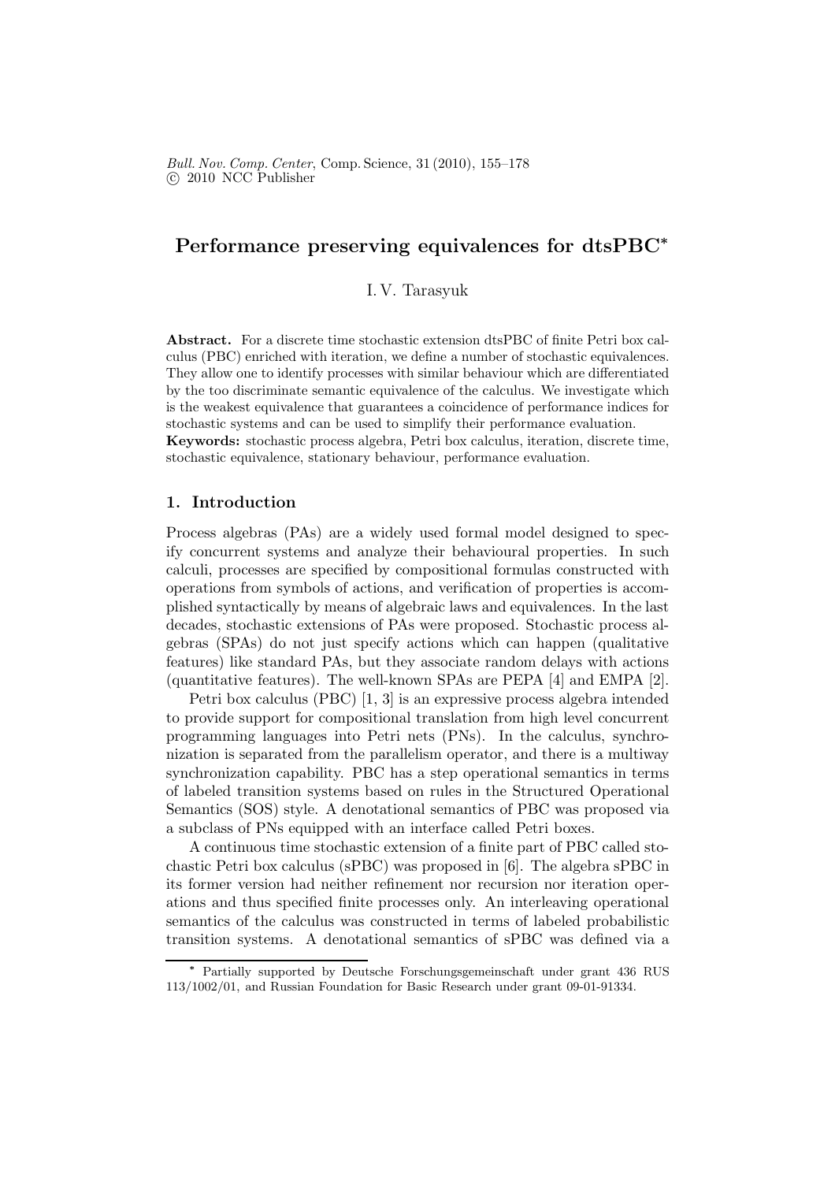*Bull. Nov. Comp. Center*, Comp. Science, 31 (2010), 155–178
© 2010 NCC Publisher

# Performance preserving equivalences for dtsPBC*

I. V. Tarasyuk

**Abstract.** For a discrete time stochastic extension dtsPBC of finite Petri box calculus (PBC) enriched with iteration, we define a number of stochastic equivalences. They allow one to identify processes with similar behaviour which are differentiated by the too discriminate semantic equivalence of the calculus. We investigate which is the weakest equivalence that guarantees a coincidence of performance indices for stochastic systems and can be used to simplify their performance evaluation.
**Keywords:** stochastic process algebra, Petri box calculus, iteration, discrete time, stochastic equivalence, stationary behaviour, performance evaluation.

## 1. Introduction

Process algebras (PAs) are a widely used formal model designed to specify concurrent systems and analyze their behavioural properties. In such calculi, processes are specified by compositional formulas constructed with operations from symbols of actions, and verification of properties is accomplished syntactically by means of algebraic laws and equivalences. In the last decades, stochastic extensions of PAs were proposed. Stochastic process algebras (SPAs) do not just specify actions which can happen (qualitative features) like standard PAs, but they associate random delays with actions (quantitative features). The well-known SPAs are PEPA [4] and EMPA [2].

Petri box calculus (PBC) [1, 3] is an expressive process algebra intended to provide support for compositional translation from high level concurrent programming languages into Petri nets (PNs). In the calculus, synchronization is separated from the parallelism operator, and there is a multiway synchronization capability. PBC has a step operational semantics in terms of labeled transition systems based on rules in the Structured Operational Semantics (SOS) style. A denotational semantics of PBC was proposed via a subclass of PNs equipped with an interface called Petri boxes.

A continuous time stochastic extension of a finite part of PBC called stochastic Petri box calculus (sPBC) was proposed in [6]. The algebra sPBC in its former version had neither refinement nor recursion nor iteration operations and thus specified finite processes only. An interleaving operational semantics of the calculus was constructed in terms of labeled probabilistic transition systems. A denotational semantics of sPBC was defined via a

* Partially supported by Deutsche Forschungsgemeinschaft under grant 436 RUS 113/1002/01, and Russian Foundation for Basic Research under grant 09-01-91334.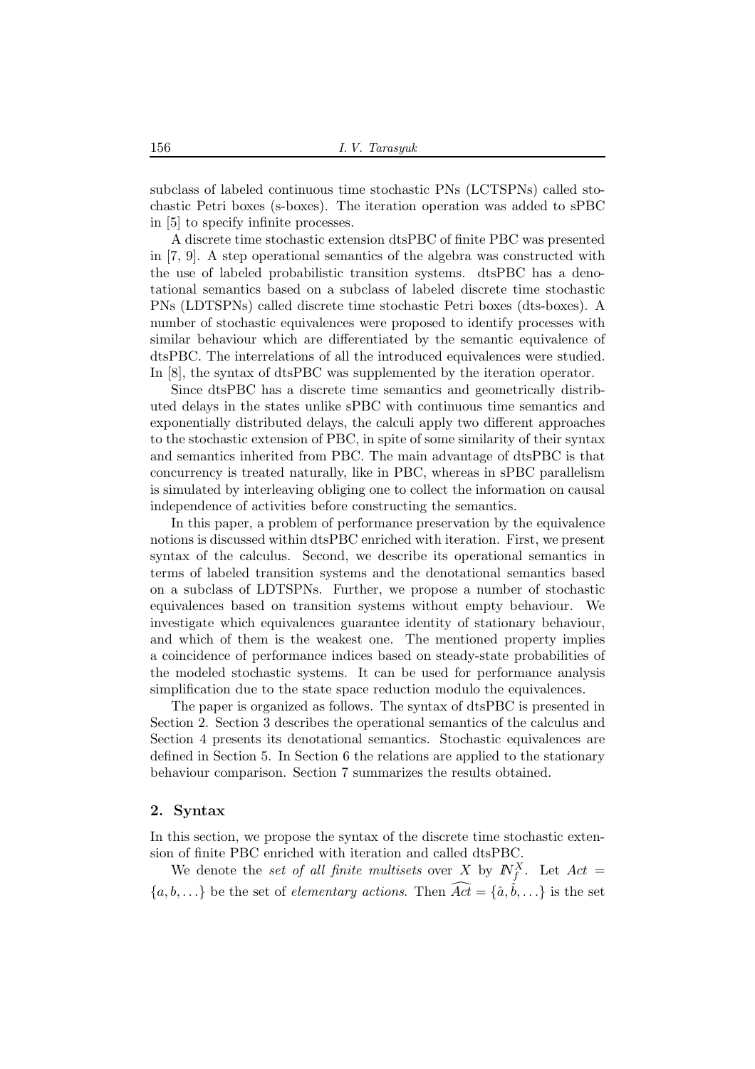subclass of labeled continuous time stochastic PNs (LCTSPNs) called stochastic Petri boxes (s-boxes). The iteration operation was added to sPBC in [5] to specify infinite processes.

A discrete time stochastic extension dtsPBC of finite PBC was presented in [7, 9]. A step operational semantics of the algebra was constructed with the use of labeled probabilistic transition systems. dtsPBC has a denotational semantics based on a subclass of labeled discrete time stochastic PNs (LDTSPNs) called discrete time stochastic Petri boxes (dts-boxes). A number of stochastic equivalences were proposed to identify processes with similar behaviour which are differentiated by the semantic equivalence of dtsPBC. The interrelations of all the introduced equivalences were studied. In [8], the syntax of dtsPBC was supplemented by the iteration operator.

Since dtsPBC has a discrete time semantics and geometrically distributed delays in the states unlike sPBC with continuous time semantics and exponentially distributed delays, the calculi apply two different approaches to the stochastic extension of PBC, in spite of some similarity of their syntax and semantics inherited from PBC. The main advantage of dtsPBC is that concurrency is treated naturally, like in PBC, whereas in sPBC parallelism is simulated by interleaving obliging one to collect the information on causal independence of activities before constructing the semantics.

In this paper, a problem of performance preservation by the equivalence notions is discussed within dtsPBC enriched with iteration. First, we present syntax of the calculus. Second, we describe its operational semantics in terms of labeled transition systems and the denotational semantics based on a subclass of LDTSPNs. Further, we propose a number of stochastic equivalences based on transition systems without empty behaviour. We investigate which equivalences guarantee identity of stationary behaviour, and which of them is the weakest one. The mentioned property implies a coincidence of performance indices based on steady-state probabilities of the modeled stochastic systems. It can be used for performance analysis simplification due to the state space reduction modulo the equivalences.

The paper is organized as follows. The syntax of dtsPBC is presented in Section 2. Section 3 describes the operational semantics of the calculus and Section 4 presents its denotational semantics. Stochastic equivalences are defined in Section 5. In Section 6 the relations are applied to the stationary behaviour comparison. Section 7 summarizes the results obtained.

## 2. Syntax

In this section, we propose the syntax of the discrete time stochastic extension of finite PBC enriched with iteration and called dtsPBC.

We denote the *set of all finite multisets* over $X$ by $\mathbb{N}_f^X$. Let $Act = \{a, b, \ldots\}$ be the set of *elementary actions*. Then $\widehat{Act} = \{\hat{a}, \hat{b}, \ldots\}$ is the set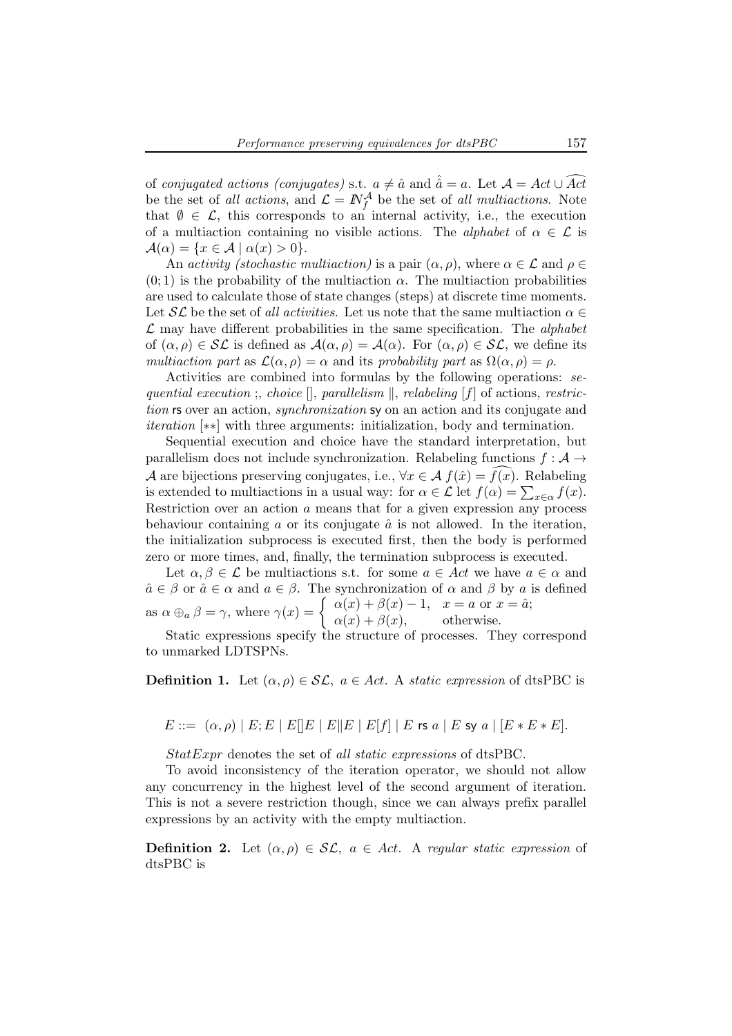of *conjugated actions (conjugates)* s.t. $a \neq \hat{a}$ and $\hat{\hat{a}} = a$. Let $\mathcal{A} = Act \cup \widehat{Act}$ be the set of *all actions*, and $\mathcal{L} = I\!N_f^{\mathcal{A}}$ be the set of *all multiactions*. Note that $\emptyset \in \mathcal{L}$, this corresponds to an internal activity, i.e., the execution of a multiaction containing no visible actions. The *alphabet* of $\alpha \in \mathcal{L}$ is $\mathcal{A}(\alpha) = \{x \in \mathcal{A} \mid \alpha(x) > 0\}$.

An *activity (stochastic multiaction)* is a pair $(\alpha, \rho)$, where $\alpha \in \mathcal{L}$ and $\rho \in (0; 1)$ is the probability of the multiaction $\alpha$. The multiaction probabilities are used to calculate those of state changes (steps) at discrete time moments. Let $\mathcal{SL}$ be the set of *all activities*. Let us note that the same multiaction $\alpha \in \mathcal{L}$ may have different probabilities in the same specification. The *alphabet* of $(\alpha, \rho) \in \mathcal{SL}$ is defined as $\mathcal{A}(\alpha, \rho) = \mathcal{A}(\alpha)$. For $(\alpha, \rho) \in \mathcal{SL}$, we define its *multiaction part* as $\mathcal{L}(\alpha, \rho) = \alpha$ and its *probability part* as $\Omega(\alpha, \rho) = \rho$.

Activities are combined into formulas by the following operations: *sequential execution* ;, *choice* [], *parallelism* $\|$, *relabeling* $[f]$ of actions, *restriction* $\mathsf{rs}$ over an action, *synchronization* $\mathsf{sy}$ on an action and its conjugate and *iteration* $[**]$ with three arguments: initialization, body and termination.

Sequential execution and choice have the standard interpretation, but parallelism does not include synchronization. Relabeling functions $f : \mathcal{A} \to \mathcal{A}$ are bijections preserving conjugates, i.e., $\forall x \in \mathcal{A}\ f(\hat{x}) = \widehat{f(x)}$. Relabeling is extended to multiactions in a usual way: for $\alpha \in \mathcal{L}$ let $f(\alpha) = \sum_{x \in \alpha} f(x)$. Restriction over an action $a$ means that for a given expression any process behaviour containing $a$ or its conjugate $\hat{a}$ is not allowed. In the iteration, the initialization subprocess is executed first, then the body is performed zero or more times, and, finally, the termination subprocess is executed.

Let $\alpha, \beta \in \mathcal{L}$ be multiactions s.t. for some $a \in Act$ we have $a \in \alpha$ and $\hat{a} \in \beta$ or $\hat{a} \in \alpha$ and $a \in \beta$. The synchronization of $\alpha$ and $\beta$ by $a$ is defined as $\alpha \oplus_a \beta = \gamma$, where $\gamma(x) = \begin{cases} \alpha(x) + \beta(x) - 1, & x = a \text{ or } x = \hat{a}; \\ \alpha(x) + \beta(x), & \text{otherwise.} \end{cases}$

Static expressions specify the structure of processes. They correspond to unmarked LDTSPNs.

**Definition 1.** Let $(\alpha, \rho) \in \mathcal{SL},\ a \in Act$. A *static expression* of dtsPBC is

$$E ::= \ (\alpha, \rho) \mid E; E \mid E[]E \mid E\|E \mid E[f] \mid E \ \mathsf{rs}\ a \mid E \ \mathsf{sy}\ a \mid [E * E * E].$$

*StatExpr* denotes the set of *all static expressions* of dtsPBC.

To avoid inconsistency of the iteration operator, we should not allow any concurrency in the highest level of the second argument of iteration. This is not a severe restriction though, since we can always prefix parallel expressions by an activity with the empty multiaction.

**Definition 2.** Let $(\alpha, \rho) \in \mathcal{SL},\ a \in Act$. A *regular static expression* of dtsPBC is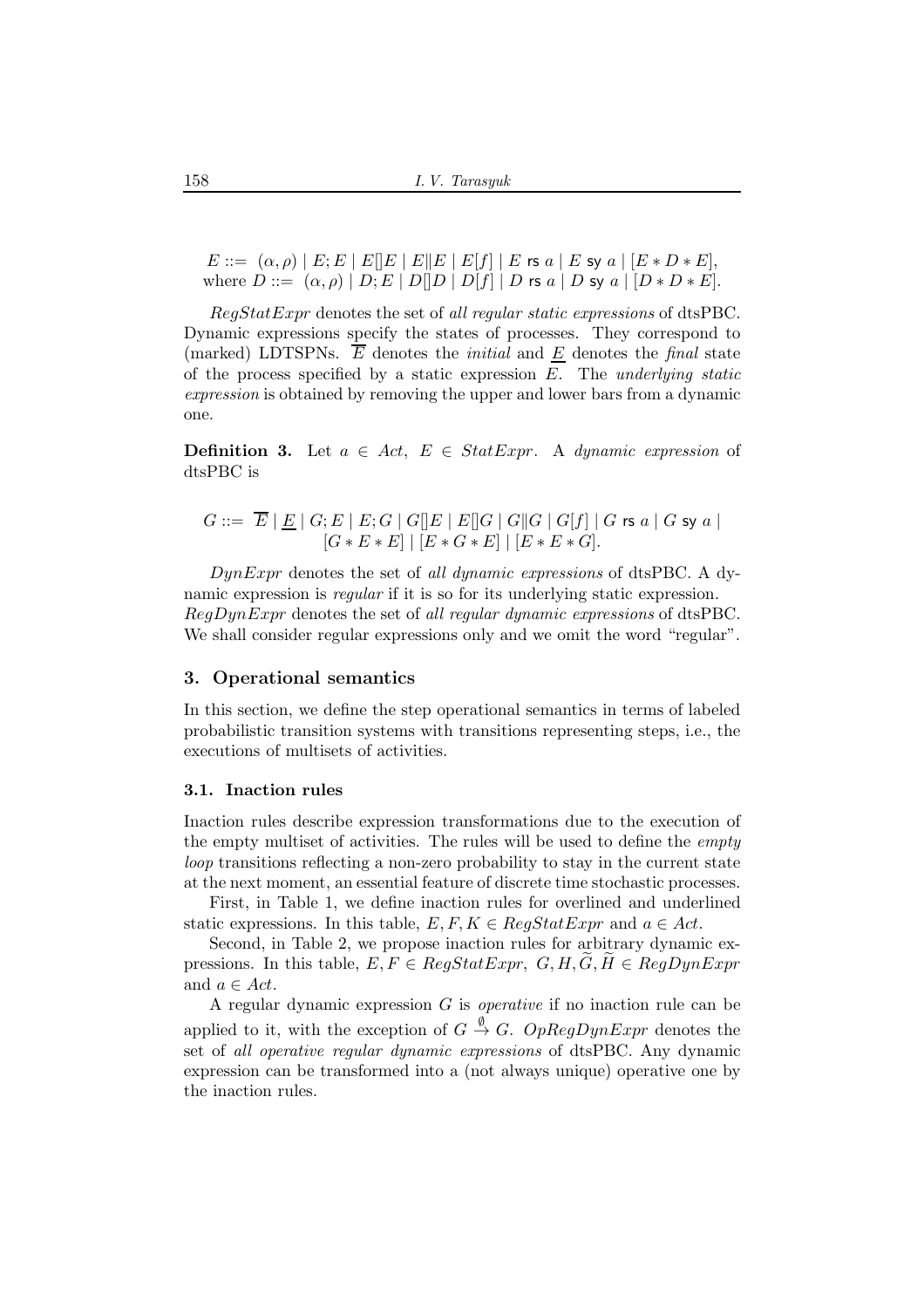$E ::= \ (\alpha, \rho) \mid E; E \mid E[]E \mid E \| E \mid E[f] \mid E \text{ rs } a \mid E \text{ sy } a \mid [E * D * E]$,
where $D ::= \ (\alpha, \rho) \mid D; E \mid D[]D \mid D[f] \mid D \text{ rs } a \mid D \text{ sy } a \mid [D * D * E]$.

*RegStatExpr* denotes the set of *all regular static expressions* of dtsPBC. Dynamic expressions specify the states of processes. They correspond to (marked) LDTSPNs. $\overline{E}$ denotes the *initial* and $\underline{E}$ denotes the *final* state of the process specified by a static expression $E$. The *underlying static expression* is obtained by removing the upper and lower bars from a dynamic one.

**Definition 3.** Let $a \in Act$, $E \in StatExpr$. A *dynamic expression* of dtsPBC is

$$G ::= \ \overline{E} \mid \underline{E} \mid G; E \mid E; G \mid G[]E \mid E[]G \mid G\|G \mid G[f] \mid G \text{ rs } a \mid G \text{ sy } a \mid [G * E * E] \mid [E * G * E] \mid [E * E * G].$$

*DynExpr* denotes the set of *all dynamic expressions* of dtsPBC. A dynamic expression is *regular* if it is so for its underlying static expression. *RegDynExpr* denotes the set of *all regular dynamic expressions* of dtsPBC. We shall consider regular expressions only and we omit the word "regular".

## 3. Operational semantics

In this section, we define the step operational semantics in terms of labeled probabilistic transition systems with transitions representing steps, i.e., the executions of multisets of activities.

### 3.1. Inaction rules

Inaction rules describe expression transformations due to the execution of the empty multiset of activities. The rules will be used to define the *empty loop* transitions reflecting a non-zero probability to stay in the current state at the next moment, an essential feature of discrete time stochastic processes.

First, in Table 1, we define inaction rules for overlined and underlined static expressions. In this table, $E, F, K \in RegStatExpr$ and $a \in Act$.

Second, in Table 2, we propose inaction rules for arbitrary dynamic expressions. In this table, $E, F \in RegStatExpr$, $G, H, \widetilde{G}, \widetilde{H} \in RegDynExpr$ and $a \in Act$.

A regular dynamic expression $G$ is *operative* if no inaction rule can be applied to it, with the exception of $G \stackrel{\emptyset}{\rightarrow} G$. *OpRegDynExpr* denotes the set of *all operative regular dynamic expressions* of dtsPBC. Any dynamic expression can be transformed into a (not always unique) operative one by the inaction rules.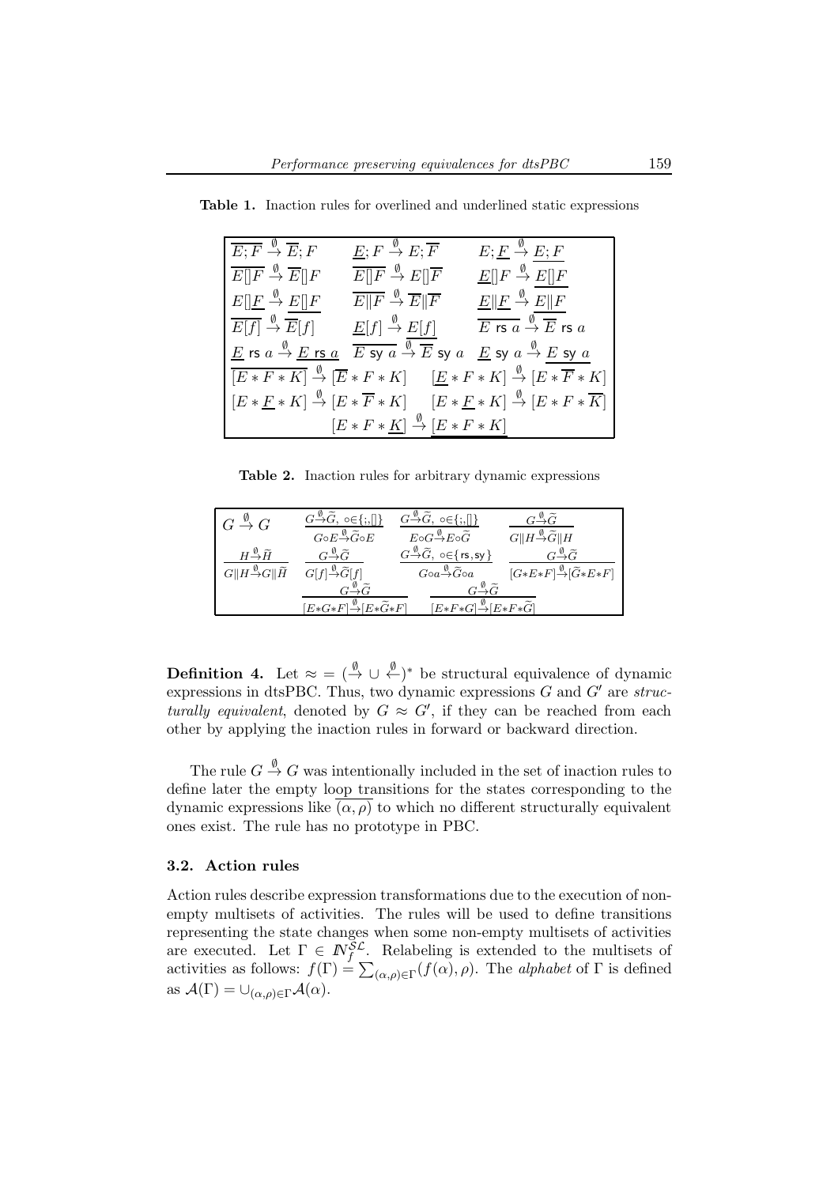**Table 1.** Inaction rules for overlined and underlined static expressions

| | | |
|---|---|---|
| $\overline{E;F} \stackrel{\emptyset}{\rightarrow} \overline{E};F$ | $\underline{E};F \stackrel{\emptyset}{\rightarrow} E;\overline{F}$ | $E;\underline{F} \stackrel{\emptyset}{\rightarrow} \underline{E;F}$ |
| $\overline{E[]F} \stackrel{\emptyset}{\rightarrow} \overline{E}[]F$ | $\overline{E[]F} \stackrel{\emptyset}{\rightarrow} E[]\overline{F}$ | $\underline{E}[]F \stackrel{\emptyset}{\rightarrow} \underline{E[]F}$ |
| $E[]\underline{F} \stackrel{\emptyset}{\rightarrow} \underline{E[]F}$ | $\overline{E\|F} \stackrel{\emptyset}{\rightarrow} \overline{E}\|\overline{F}$ | $\underline{E}\|\underline{F} \stackrel{\emptyset}{\rightarrow} \underline{E\|F}$ |
| $\overline{E[f]} \stackrel{\emptyset}{\rightarrow} \overline{E}[f]$ | $\underline{E}[f] \stackrel{\emptyset}{\rightarrow} \underline{E[f]}$ | $\overline{E \text{ rs } a} \stackrel{\emptyset}{\rightarrow} \overline{E} \text{ rs } a$ |
| $\underline{E} \text{ rs } a \stackrel{\emptyset}{\rightarrow} \underline{E \text{ rs } a}$ | $\overline{E \text{ sy } a} \stackrel{\emptyset}{\rightarrow} \overline{E} \text{ sy } a$ | $\underline{E} \text{ sy } a \stackrel{\emptyset}{\rightarrow} \underline{E \text{ sy } a}$ |
| $\overline{[E*F*K]} \stackrel{\emptyset}{\rightarrow} [\overline{E}*F*K]$ | $[\underline{E}*F*K] \stackrel{\emptyset}{\rightarrow} [E*\overline{F}*K]$ | |
| $[E*\underline{F}*K] \stackrel{\emptyset}{\rightarrow} [E*\overline{F}*K]$ | $[E*\underline{F}*K] \stackrel{\emptyset}{\rightarrow} [E*F*\overline{K}]$ | |
| $[E*F*\underline{K}] \stackrel{\emptyset}{\rightarrow} \underline{[E*F*K]}$ | | |

**Table 2.** Inaction rules for arbitrary dynamic expressions

| | | | |
|---|---|---|---|
| $G \stackrel{\emptyset}{\rightarrow} G$ | $\dfrac{G\stackrel{\emptyset}{\rightarrow}\widetilde{G},\ \circ\in\{;,[]\}}{G\circ E\stackrel{\emptyset}{\rightarrow}\widetilde{G}\circ E}$ | $\dfrac{G\stackrel{\emptyset}{\rightarrow}\widetilde{G},\ \circ\in\{;,[]\}}{E\circ G\stackrel{\emptyset}{\rightarrow}E\circ\widetilde{G}}$ | $\dfrac{G\stackrel{\emptyset}{\rightarrow}\widetilde{G}}{G\|H\stackrel{\emptyset}{\rightarrow}\widetilde{G}\|H}$ |
| $\dfrac{H\stackrel{\emptyset}{\rightarrow}\widetilde{H}}{G\|H\stackrel{\emptyset}{\rightarrow}G\|\widetilde{H}}$ | $\dfrac{G\stackrel{\emptyset}{\rightarrow}\widetilde{G}}{G[f]\stackrel{\emptyset}{\rightarrow}\widetilde{G}[f]}$ | $\dfrac{G\stackrel{\emptyset}{\rightarrow}\widetilde{G},\ \circ\in\{\text{rs},\text{sy}\}}{G\circ a\stackrel{\emptyset}{\rightarrow}\widetilde{G}\circ a}$ | $\dfrac{G\stackrel{\emptyset}{\rightarrow}\widetilde{G}}{[G*E*F]\stackrel{\emptyset}{\rightarrow}[\widetilde{G}*E*F]}$ |
| | $\dfrac{G\stackrel{\emptyset}{\rightarrow}\widetilde{G}}{[E*G*F]\stackrel{\emptyset}{\rightarrow}[E*\widetilde{G}*F]}$ | $\dfrac{G\stackrel{\emptyset}{\rightarrow}\widetilde{G}}{[E*F*G]\stackrel{\emptyset}{\rightarrow}[E*F*\widetilde{G}]}$ | |

**Definition 4.** Let $\approx = (\stackrel{\emptyset}{\rightarrow} \cup \stackrel{\emptyset}{\leftarrow})^*$ be structural equivalence of dynamic expressions in dtsPBC. Thus, two dynamic expressions $G$ and $G'$ are *structurally equivalent*, denoted by $G \approx G'$, if they can be reached from each other by applying the inaction rules in forward or backward direction.

The rule $G \stackrel{\emptyset}{\rightarrow} G$ was intentionally included in the set of inaction rules to define later the empty loop transitions for the states corresponding to the dynamic expressions like $\overline{(\alpha, \rho)}$ to which no different structurally equivalent ones exist. The rule has no prototype in PBC.

### 3.2. Action rules

Action rules describe expression transformations due to the execution of nonempty multisets of activities. The rules will be used to define transitions representing the state changes when some non-empty multisets of activities are executed. Let $\Gamma \in \mathbb{N}_f^{\mathcal{SL}}$. Relabeling is extended to the multisets of activities as follows: $f(\Gamma) = \sum_{(\alpha,\rho)\in\Gamma}(f(\alpha), \rho)$. The *alphabet* of $\Gamma$ is defined as $\mathcal{A}(\Gamma) = \cup_{(\alpha,\rho)\in\Gamma}\mathcal{A}(\alpha)$.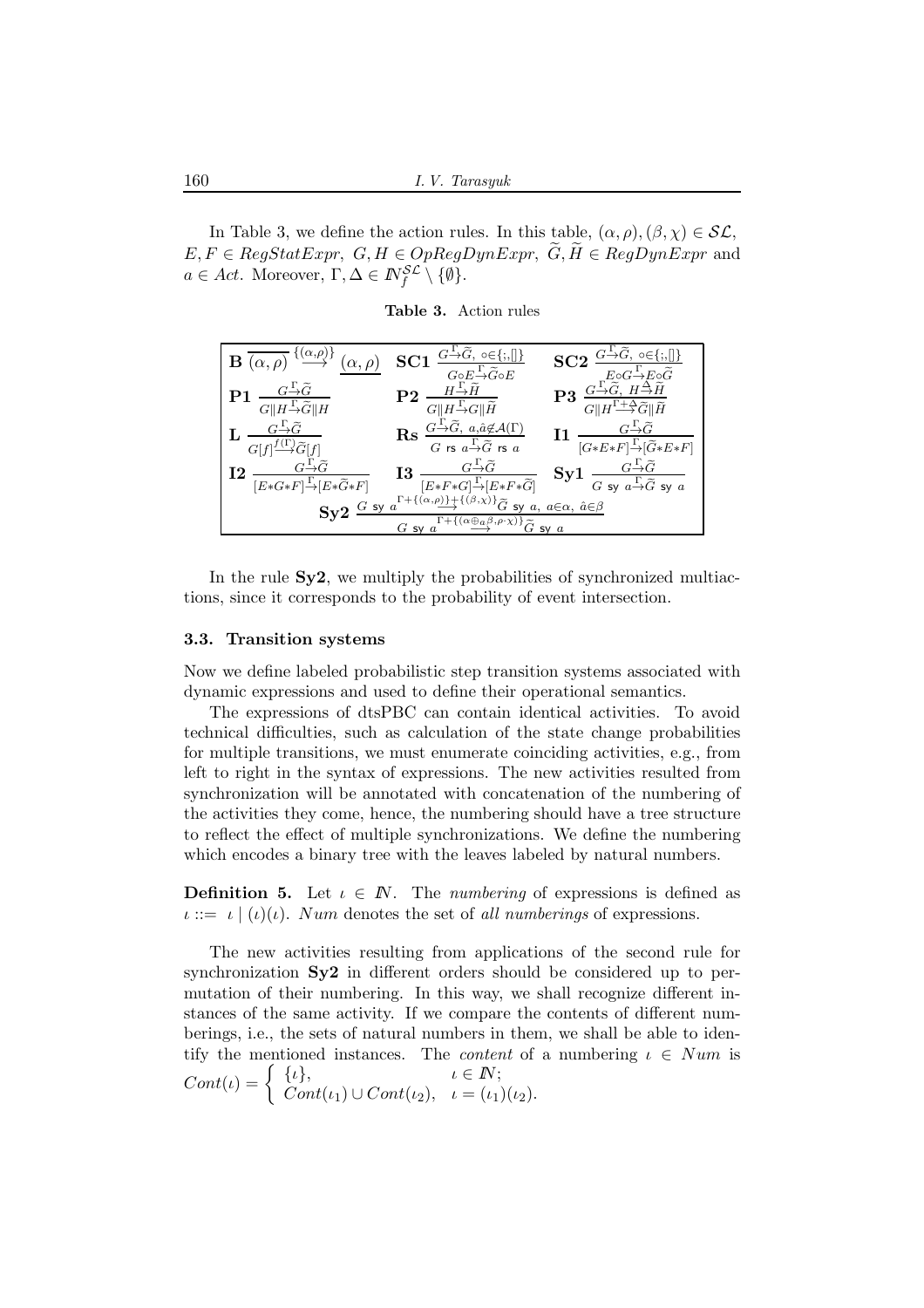In Table 3, we define the action rules. In this table, $(\alpha, \rho), (\beta, \chi) \in \mathcal{SL}$, $E, F \in RegStatExpr$, $G, H \in OpRegDynExpr$, $\widetilde{G}, \widetilde{H} \in RegDynExpr$ and $a \in Act$. Moreover, $\Gamma, \Delta \in I\!N_f^{\mathcal{SL}} \setminus \{\emptyset\}$.

**Table 3.** Action rules

| | | |
|---|---|---|
| **B** $\overline{(\alpha,\rho)} \stackrel{\{(\alpha,\rho)\}}{\longrightarrow} \underline{(\alpha,\rho)}$ | **SC1** $\dfrac{G \stackrel{\Gamma}{\to} \widetilde{G},\ \circ \in \{;, []\}}{G \circ E \stackrel{\Gamma}{\to} \widetilde{G} \circ E}$ | **SC2** $\dfrac{G \stackrel{\Gamma}{\to} \widetilde{G},\ \circ \in \{;, []\}}{E \circ G \stackrel{\Gamma}{\to} E \circ \widetilde{G}}$ |
| **P1** $\dfrac{G \stackrel{\Gamma}{\to} \widetilde{G}}{G \| H \stackrel{\Gamma}{\to} \widetilde{G} \| H}$ | **P2** $\dfrac{H \stackrel{\Gamma}{\to} \widetilde{H}}{G \| H \stackrel{\Gamma}{\to} G \| \widetilde{H}}$ | **P3** $\dfrac{G \stackrel{\Gamma}{\to} \widetilde{G},\ H \stackrel{\Delta}{\to} \widetilde{H}}{G \| H \stackrel{\Gamma + \Delta}{\longrightarrow} \widetilde{G} \| \widetilde{H}}$ |
| **L** $\dfrac{G \stackrel{\Gamma}{\to} \widetilde{G}}{G[f] \stackrel{f(\Gamma)}{\longrightarrow} \widetilde{G}[f]}$ | **Rs** $\dfrac{G \stackrel{\Gamma}{\to} \widetilde{G},\ a, \hat{a} \notin \mathcal{A}(\Gamma)}{G \text{ rs } a \stackrel{\Gamma}{\to} \widetilde{G} \text{ rs } a}$ | **I1** $\dfrac{G \stackrel{\Gamma}{\to} \widetilde{G}}{[G * E * F] \stackrel{\Gamma}{\to} [\widetilde{G} * E * F]}$ |
| **I2** $\dfrac{G \stackrel{\Gamma}{\to} \widetilde{G}}{[E * G * F] \stackrel{\Gamma}{\to} [E * \widetilde{G} * F]}$ | **I3** $\dfrac{G \stackrel{\Gamma}{\to} \widetilde{G}}{[E * F * G] \stackrel{\Gamma}{\to} [E * F * \widetilde{G}]}$ | **Sy1** $\dfrac{G \stackrel{\Gamma}{\to} \widetilde{G}}{G \text{ sy } a \stackrel{\Gamma}{\to} \widetilde{G} \text{ sy } a}$ |
| **Sy2** $\dfrac{G \text{ sy } a \stackrel{\Gamma + \{(\alpha,\rho)\} + \{(\beta,\chi)\}}{\longrightarrow} \widetilde{G} \text{ sy } a,\ a \in \alpha,\ \hat{a} \in \beta}{G \text{ sy } a \stackrel{\Gamma + \{(\alpha \oplus_a \beta, \rho \cdot \chi)\}}{\longrightarrow} \widetilde{G} \text{ sy } a}$ | | |

In the rule **Sy2**, we multiply the probabilities of synchronized multiactions, since it corresponds to the probability of event intersection.

### 3.3. Transition systems

Now we define labeled probabilistic step transition systems associated with dynamic expressions and used to define their operational semantics.

The expressions of dtsPBC can contain identical activities. To avoid technical difficulties, such as calculation of the state change probabilities for multiple transitions, we must enumerate coinciding activities, e.g., from left to right in the syntax of expressions. The new activities resulted from synchronization will be annotated with concatenation of the numbering of the activities they come, hence, the numbering should have a tree structure to reflect the effect of multiple synchronizations. We define the numbering which encodes a binary tree with the leaves labeled by natural numbers.

**Definition 5.** Let $\iota \in I\!N$. The *numbering* of expressions is defined as $\iota ::= \iota \mid (\iota)(\iota)$. *Num* denotes the set of *all numberings* of expressions.

The new activities resulting from applications of the second rule for synchronization **Sy2** in different orders should be considered up to permutation of their numbering. In this way, we shall recognize different instances of the same activity. If we compare the contents of different numberings, i.e., the sets of natural numbers in them, we shall be able to identify the mentioned instances. The *content* of a numbering $\iota \in Num$ is $Cont(\iota) = \begin{cases} \{\iota\}, & \iota \in I\!N; \\ Cont(\iota_1) \cup Cont(\iota_2), & \iota = (\iota_1)(\iota_2). \end{cases}$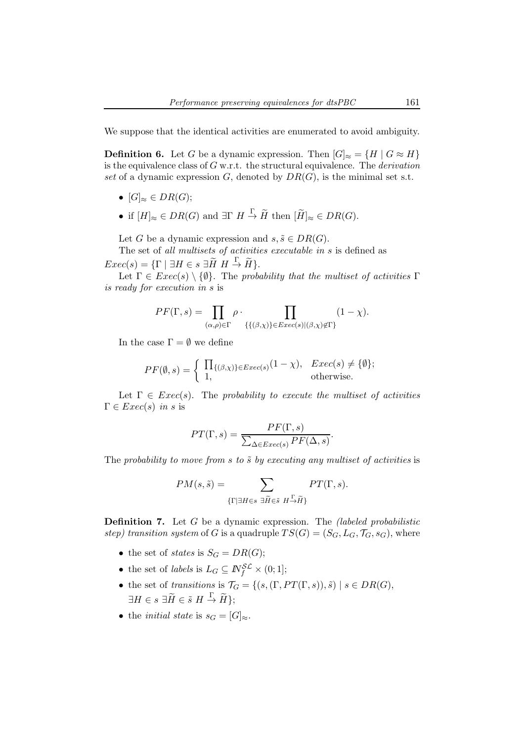We suppose that the identical activities are enumerated to avoid ambiguity.

**Definition 6.** Let $G$ be a dynamic expression. Then $[G]_{\approx} = \{H \mid G \approx H\}$ is the equivalence class of $G$ w.r.t. the structural equivalence. The *derivation set* of a dynamic expression $G$, denoted by $DR(G)$, is the minimal set s.t.

- $[G]_{\approx} \in DR(G)$;
- if $[H]_{\approx} \in DR(G)$ and $\exists \Gamma \ H \stackrel{\Gamma}{\to} \widetilde{H}$ then $[\widetilde{H}]_{\approx} \in DR(G)$.

Let $G$ be a dynamic expression and $s, \tilde{s} \in DR(G)$.

The set of *all multisets of activities executable in* $s$ is defined as $Exec(s) = \{\Gamma \mid \exists H \in s \ \exists \widetilde{H} \ H \stackrel{\Gamma}{\to} \widetilde{H}\}$.

Let $\Gamma \in Exec(s) \setminus \{\emptyset\}$. The *probability that the multiset of activities* $\Gamma$ *is ready for execution in* $s$ is

$$PF(\Gamma, s) = \prod_{(\alpha,\rho)\in\Gamma} \rho \cdot \prod_{\{\{(\beta,\chi)\}\in Exec(s) \mid (\beta,\chi)\notin\Gamma\}} (1-\chi).$$

In the case $\Gamma = \emptyset$ we define

$$PF(\emptyset, s) = \begin{cases} \prod_{\{(\beta,\chi)\}\in Exec(s)} (1-\chi), & Exec(s) \neq \{\emptyset\}; \\ 1, & \text{otherwise.} \end{cases}$$

Let $\Gamma \in Exec(s)$. The *probability to execute the multiset of activities* $\Gamma \in Exec(s)$ *in* $s$ is

$$PT(\Gamma, s) = \frac{PF(\Gamma, s)}{\sum_{\Delta \in Exec(s)} PF(\Delta, s)}.$$

The *probability to move from* $s$ *to* $\tilde{s}$ *by executing any multiset of activities* is

$$PM(s, \tilde{s}) = \sum_{\{\Gamma \mid \exists H \in s \ \exists \widetilde{H} \in \tilde{s} \ H \stackrel{\Gamma}{\to} \widetilde{H}\}} PT(\Gamma, s).$$

**Definition 7.** Let $G$ be a dynamic expression. The *(labeled probabilistic step) transition system* of $G$ is a quadruple $TS(G) = (S_G, L_G, \mathcal{T}_G, s_G)$, where

- the set of *states* is $S_G = DR(G)$;
- the set of *labels* is $L_G \subseteq I\!N_f^{\mathcal{SL}} \times (0; 1]$;
- the set of *transitions* is $\mathcal{T}_G = \{(s, (\Gamma, PT(\Gamma, s)), \tilde{s}) \mid s \in DR(G), \exists H \in s \ \exists \widetilde{H} \in \tilde{s} \ H \stackrel{\Gamma}{\to} \widetilde{H}\}$;
- the *initial state* is $s_G = [G]_{\approx}$.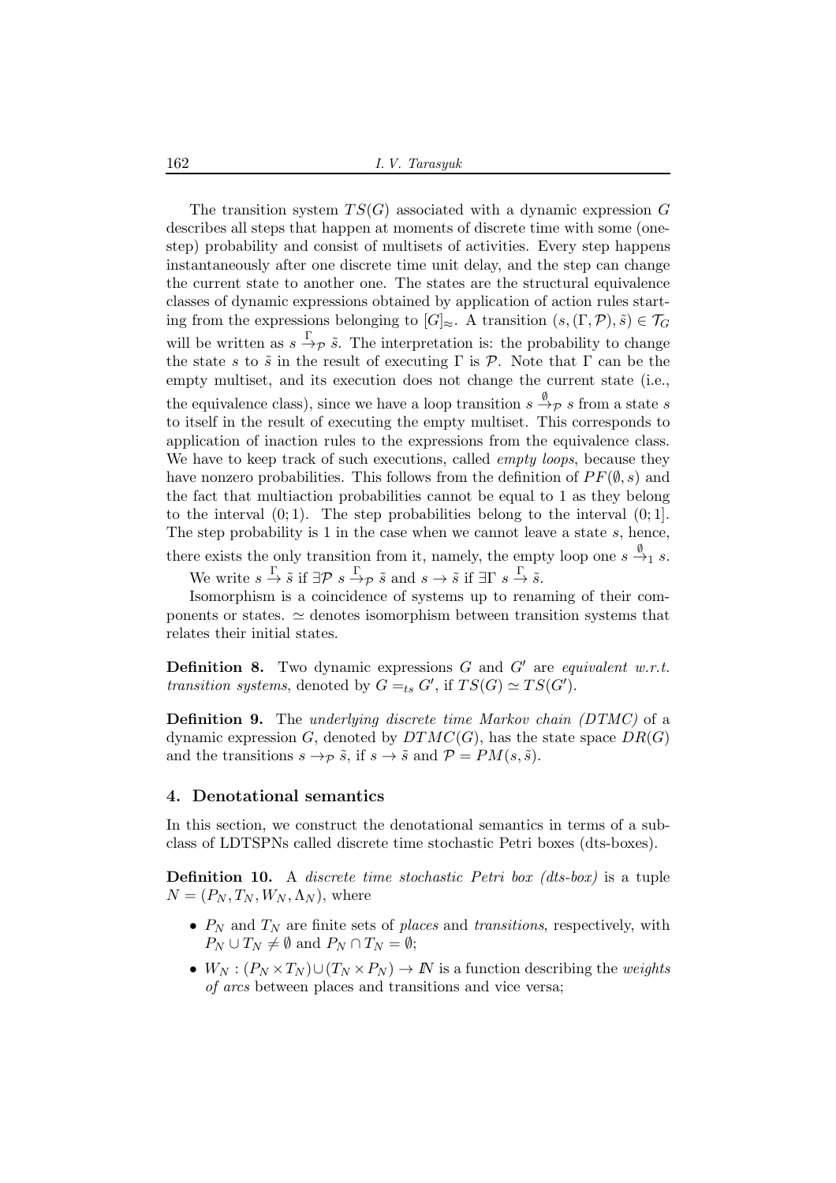The transition system $TS(G)$ associated with a dynamic expression $G$ describes all steps that happen at moments of discrete time with some (one-step) probability and consist of multisets of activities. Every step happens instantaneously after one discrete time unit delay, and the step can change the current state to another one. The states are the structural equivalence classes of dynamic expressions obtained by application of action rules starting from the expressions belonging to $[G]_{\approx}$. A transition $(s, (\Gamma, \mathcal{P}), \tilde{s}) \in \mathcal{T}_G$ will be written as $s \xrightarrow{\Gamma}_{\mathcal{P}} \tilde{s}$. The interpretation is: the probability to change the state $s$ to $\tilde{s}$ in the result of executing $\Gamma$ is $\mathcal{P}$. Note that $\Gamma$ can be the empty multiset, and its execution does not change the current state (i.e., the equivalence class), since we have a loop transition $s \xrightarrow{\emptyset}_{\mathcal{P}} s$ from a state $s$ to itself in the result of executing the empty multiset. This corresponds to application of inaction rules to the expressions from the equivalence class. We have to keep track of such executions, called *empty loops*, because they have nonzero probabilities. This follows from the definition of $PF(\emptyset, s)$ and the fact that multiaction probabilities cannot be equal to 1 as they belong to the interval $(0; 1)$. The step probabilities belong to the interval $(0; 1]$. The step probability is 1 in the case when we cannot leave a state $s$, hence, there exists the only transition from it, namely, the empty loop one $s \xrightarrow{\emptyset}_1 s$.

We write $s \xrightarrow{\Gamma} \tilde{s}$ if $\exists \mathcal{P}\ s \xrightarrow{\Gamma}_{\mathcal{P}} \tilde{s}$ and $s \rightarrow \tilde{s}$ if $\exists \Gamma\ s \xrightarrow{\Gamma} \tilde{s}$.

Isomorphism is a coincidence of systems up to renaming of their components or states. $\simeq$ denotes isomorphism between transition systems that relates their initial states.

**Definition 8.** Two dynamic expressions $G$ and $G'$ are *equivalent w.r.t. transition systems*, denoted by $G =_{ts} G'$, if $TS(G) \simeq TS(G')$.

**Definition 9.** The *underlying discrete time Markov chain (DTMC)* of a dynamic expression $G$, denoted by $DTMC(G)$, has the state space $DR(G)$ and the transitions $s \rightarrow_{\mathcal{P}} \tilde{s}$, if $s \rightarrow \tilde{s}$ and $\mathcal{P} = PM(s, \tilde{s})$.

## 4. Denotational semantics

In this section, we construct the denotational semantics in terms of a subclass of LDTSPNs called discrete time stochastic Petri boxes (dts-boxes).

**Definition 10.** A *discrete time stochastic Petri box (dts-box)* is a tuple $N = (P_N, T_N, W_N, \Lambda_N)$, where

- $P_N$ and $T_N$ are finite sets of *places* and *transitions*, respectively, with $P_N \cup T_N \neq \emptyset$ and $P_N \cap T_N = \emptyset$;
- $W_N : (P_N \times T_N) \cup (T_N \times P_N) \rightarrow I\!N$ is a function describing the *weights of arcs* between places and transitions and vice versa;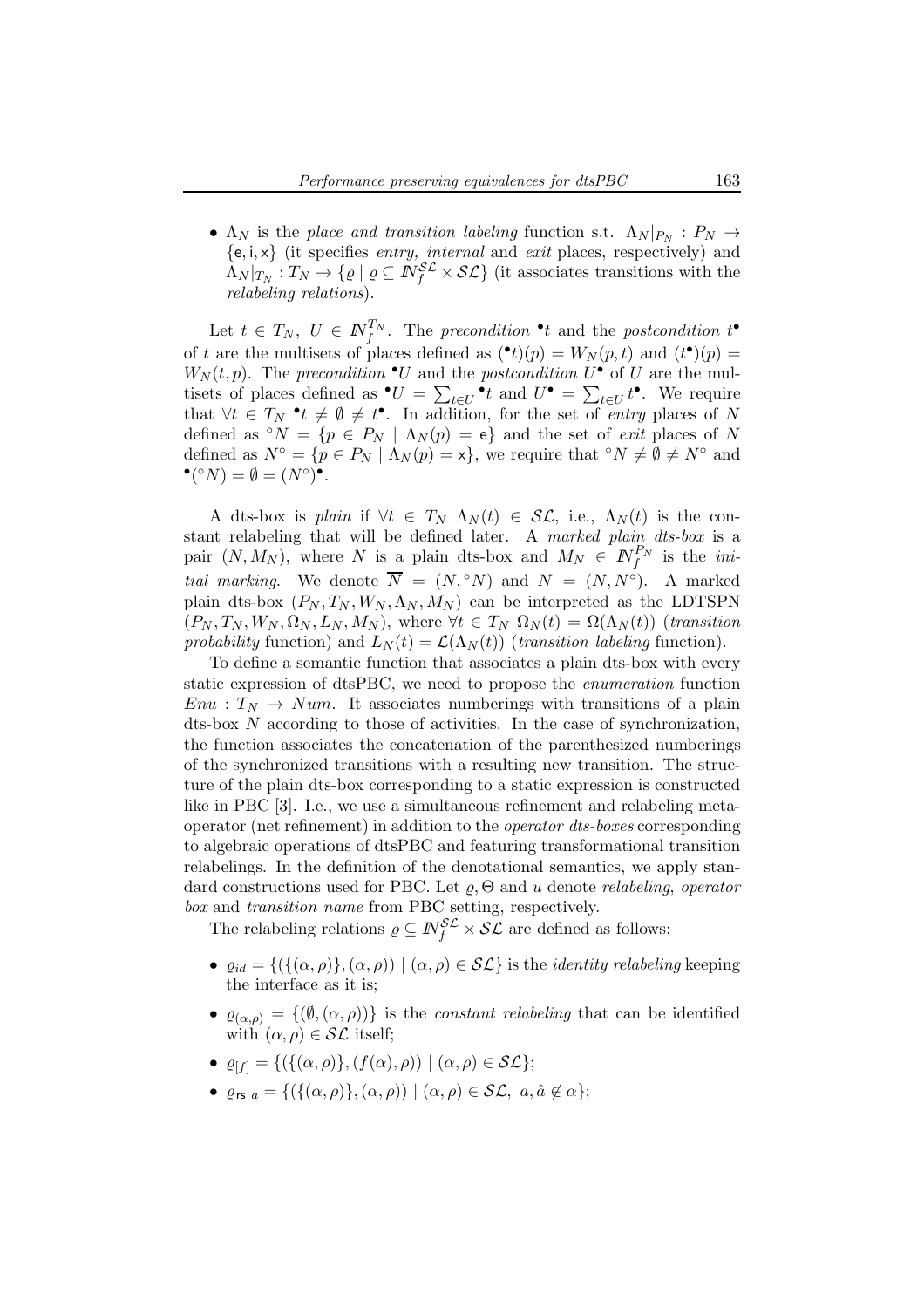- $\Lambda_N$ is the *place and transition labeling* function s.t. $\Lambda_N|_{P_N} : P_N \to \{\mathsf{e}, \mathsf{i}, \mathsf{x}\}$ (it specifies *entry, internal* and *exit* places, respectively) and $\Lambda_N|_{T_N} : T_N \to \{\varrho \mid \varrho \subseteq I\!N_f^{\mathcal{SL}} \times \mathcal{SL}\}$ (it associates transitions with the *relabeling relations*).

Let $t \in T_N$, $U \in I\!N_f^{T_N}$. The *precondition* ${}^\bullet t$ and the *postcondition* $t^\bullet$ of $t$ are the multisets of places defined as $({}^\bullet t)(p) = W_N(p,t)$ and $(t^\bullet)(p) = W_N(t,p)$. The *precondition* ${}^\bullet U$ and the *postcondition* $U^\bullet$ of $U$ are the multisets of places defined as ${}^\bullet U = \sum_{t \in U} {}^\bullet t$ and $U^\bullet = \sum_{t \in U} t^\bullet$. We require that $\forall t \in T_N \; {}^\bullet t \neq \emptyset \neq t^\bullet$. In addition, for the set of *entry* places of $N$ defined as ${}^\circ N = \{p \in P_N \mid \Lambda_N(p) = \mathsf{e}\}$ and the set of *exit* places of $N$ defined as $N^\circ = \{p \in P_N \mid \Lambda_N(p) = \mathsf{x}\}$, we require that ${}^\circ N \neq \emptyset \neq N^\circ$ and ${}^\bullet({}^\circ N) = \emptyset = (N^\circ)^\bullet$.

A dts-box is *plain* if $\forall t \in T_N \; \Lambda_N(t) \in \mathcal{SL}$, i.e., $\Lambda_N(t)$ is the constant relabeling that will be defined later. A *marked plain dts-box* is a pair $(N, M_N)$, where $N$ is a plain dts-box and $M_N \in I\!N_f^{P_N}$ is the *initial marking*. We denote $\overline{N} = (N, {}^\circ N)$ and $\underline{N} = (N, N^\circ)$. A marked plain dts-box $(P_N, T_N, W_N, \Lambda_N, M_N)$ can be interpreted as the LDTSPN $(P_N, T_N, W_N, \Omega_N, L_N, M_N)$, where $\forall t \in T_N \; \Omega_N(t) = \Omega(\Lambda_N(t))$ (*transition probability* function) and $L_N(t) = \mathcal{L}(\Lambda_N(t))$ (*transition labeling* function).

To define a semantic function that associates a plain dts-box with every static expression of dtsPBC, we need to propose the *enumeration* function $Enu : T_N \to Num$. It associates numberings with transitions of a plain dts-box $N$ according to those of activities. In the case of synchronization, the function associates the concatenation of the parenthesized numberings of the synchronized transitions with a resulting new transition. The structure of the plain dts-box corresponding to a static expression is constructed like in PBC [3]. I.e., we use a simultaneous refinement and relabeling meta-operator (net refinement) in addition to the *operator dts-boxes* corresponding to algebraic operations of dtsPBC and featuring transformational transition relabelings. In the definition of the denotational semantics, we apply standard constructions used for PBC. Let $\varrho, \Theta$ and $u$ denote *relabeling*, *operator box* and *transition name* from PBC setting, respectively.

The relabeling relations $\varrho \subseteq I\!N_f^{\mathcal{SL}} \times \mathcal{SL}$ are defined as follows:

- $\varrho_{id} = \{(\{(\alpha, \rho)\}, (\alpha, \rho)) \mid (\alpha, \rho) \in \mathcal{SL}\}$ is the *identity relabeling* keeping the interface as it is;
- $\varrho_{(\alpha,\rho)} = \{(\emptyset, (\alpha, \rho))\}$ is the *constant relabeling* that can be identified with $(\alpha, \rho) \in \mathcal{SL}$ itself;
- $\varrho_{[f]} = \{(\{(\alpha, \rho)\}, (f(\alpha), \rho)) \mid (\alpha, \rho) \in \mathcal{SL}\}$;
- $\varrho_{\mathsf{rs}\ a} = \{(\{(\alpha, \rho)\}, (\alpha, \rho)) \mid (\alpha, \rho) \in \mathcal{SL},\ a, \hat{a} \notin \alpha\}$;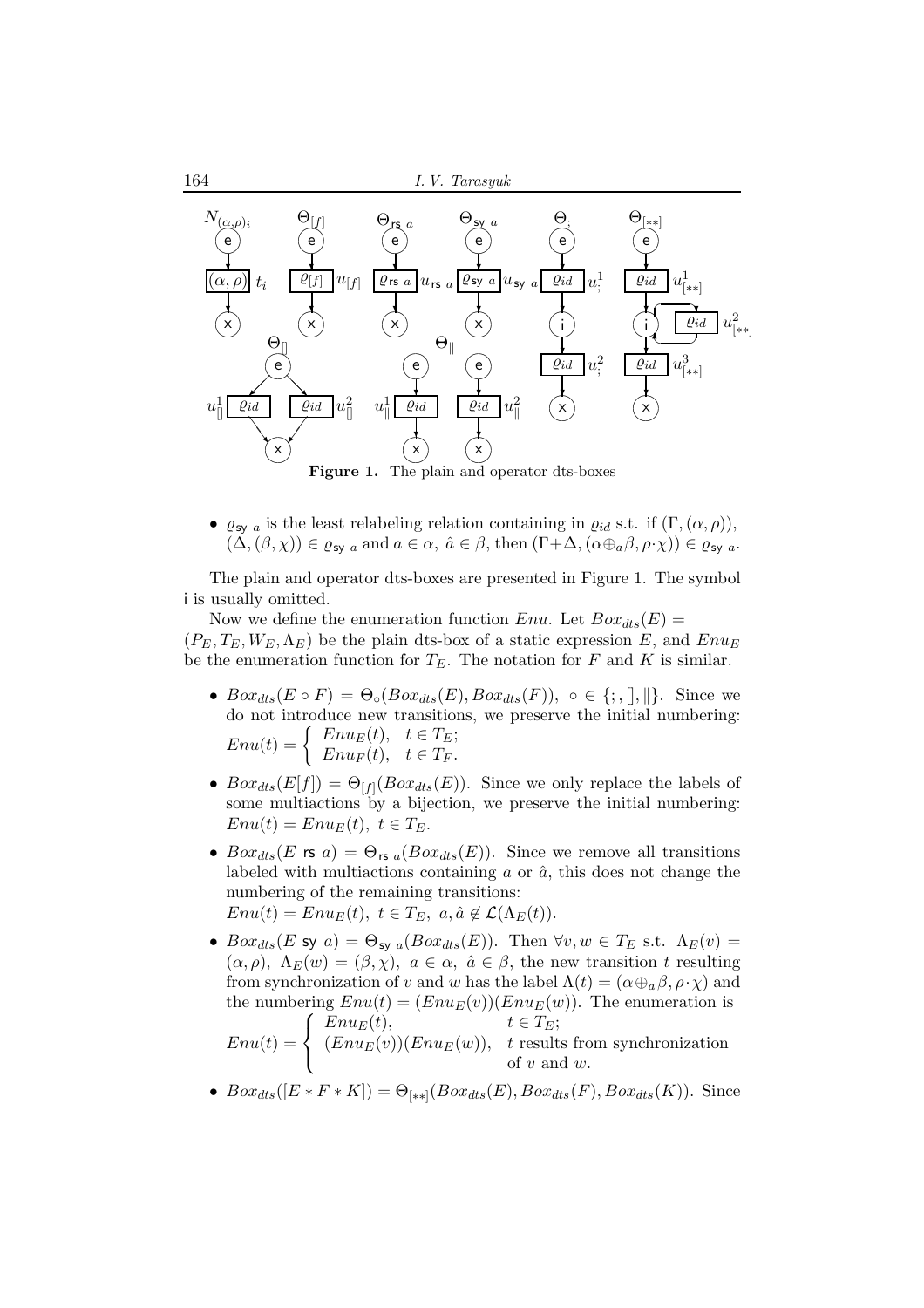Figure 1. The plain and operator dts-boxes

- $\varrho_{\mathsf{sy}\ a}$ is the least relabeling relation containing in $\varrho_{id}$ s.t. if $(\Gamma, (\alpha, \rho))$, $(\Delta, (\beta, \chi)) \in \varrho_{\mathsf{sy}\ a}$ and $a \in \alpha,\ \hat{a} \in \beta$, then $(\Gamma + \Delta, (\alpha \oplus_a \beta, \rho \cdot \chi)) \in \varrho_{\mathsf{sy}\ a}$.

The plain and operator dts-boxes are presented in Figure 1. The symbol i is usually omitted.

Now we define the enumeration function $Enu$. Let $Box_{dts}(E) = (P_E, T_E, W_E, \Lambda_E)$ be the plain dts-box of a static expression $E$, and $Enu_E$ be the enumeration function for $T_E$. The notation for $F$ and $K$ is similar.

- $Box_{dts}(E \circ F) = \Theta_\circ(Box_{dts}(E), Box_{dts}(F)),\ \circ \in \{;, [], \|\}$. Since we do not introduce new transitions, we preserve the initial numbering: $Enu(t) = \begin{cases} Enu_E(t), & t \in T_E; \\ Enu_F(t), & t \in T_F. \end{cases}$
- $Box_{dts}(E[f]) = \Theta_{[f]}(Box_{dts}(E))$. Since we only replace the labels of some multiactions by a bijection, we preserve the initial numbering: $Enu(t) = Enu_E(t),\ t \in T_E$.
- $Box_{dts}(E\ \mathsf{rs}\ a) = \Theta_{\mathsf{rs}\ a}(Box_{dts}(E))$. Since we remove all transitions labeled with multiactions containing $a$ or $\hat{a}$, this does not change the numbering of the remaining transitions:
  $Enu(t) = Enu_E(t),\ t \in T_E,\ a, \hat{a} \notin \mathcal{L}(\Lambda_E(t))$.
- $Box_{dts}(E\ \mathsf{sy}\ a) = \Theta_{\mathsf{sy}\ a}(Box_{dts}(E))$. Then $\forall v, w \in T_E$ s.t. $\Lambda_E(v) = (\alpha, \rho),\ \Lambda_E(w) = (\beta, \chi),\ a \in \alpha,\ \hat{a} \in \beta$, the new transition $t$ resulting from synchronization of $v$ and $w$ has the label $\Lambda(t) = (\alpha \oplus_a \beta, \rho \cdot \chi)$ and the numbering $Enu(t) = (Enu_E(v))(Enu_E(w))$. The enumeration is
  $Enu(t) = \begin{cases} Enu_E(t), & t \in T_E; \\ (Enu_E(v))(Enu_E(w)), & t \text{ results from synchronization of } v \text{ and } w. \end{cases}$
- $Box_{dts}([E * F * K]) = \Theta_{[**]}(Box_{dts}(E), Box_{dts}(F), Box_{dts}(K))$. Since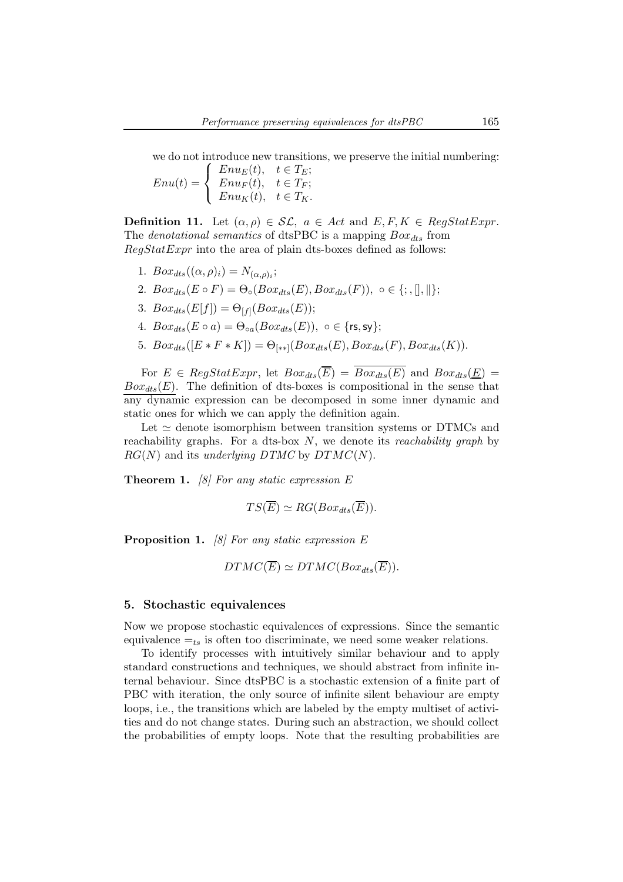we do not introduce new transitions, we preserve the initial numbering:
$$Enu(t) = \begin{cases} Enu_E(t), & t \in T_E; \\ Enu_F(t), & t \in T_F; \\ Enu_K(t), & t \in T_K. \end{cases}$$

**Definition 11.** Let $(\alpha, \rho) \in \mathcal{SL}$, $a \in Act$ and $E, F, K \in RegStatExpr$. The *denotational semantics* of dtsPBC is a mapping $Box_{dts}$ from $RegStatExpr$ into the area of plain dts-boxes defined as follows:

1. $Box_{dts}((\alpha, \rho)_i) = N_{(\alpha,\rho)_i}$;
2. $Box_{dts}(E \circ F) = \Theta_\circ(Box_{dts}(E), Box_{dts}(F)),\ \circ \in \{;, [], \|\}$;
3. $Box_{dts}(E[f]) = \Theta_{[f]}(Box_{dts}(E))$;
4. $Box_{dts}(E \circ a) = \Theta_{\circ a}(Box_{dts}(E)),\ \circ \in \{\mathsf{rs}, \mathsf{sy}\}$;
5. $Box_{dts}([E * F * K]) = \Theta_{[**]}(Box_{dts}(E), Box_{dts}(F), Box_{dts}(K))$.

For $E \in RegStatExpr$, let $Box_{dts}(\overline{E}) = \overline{Box_{dts}(E)}$ and $Box_{dts}(\underline{E}) = \underline{Box_{dts}(E)}$. The definition of dts-boxes is compositional in the sense that any dynamic expression can be decomposed in some inner dynamic and static ones for which we can apply the definition again.

Let $\simeq$ denote isomorphism between transition systems or DTMCs and reachability graphs. For a dts-box $N$, we denote its *reachability graph* by $RG(N)$ and its *underlying DTMC* by $DTMC(N)$.

**Theorem 1.** *[8] For any static expression $E$*

$$TS(\overline{E}) \simeq RG(Box_{dts}(\overline{E})).$$

**Proposition 1.** *[8] For any static expression $E$*

$$DTMC(\overline{E}) \simeq DTMC(Box_{dts}(\overline{E})).$$

## 5. Stochastic equivalences

Now we propose stochastic equivalences of expressions. Since the semantic equivalence $=_{ts}$ is often too discriminate, we need some weaker relations.

To identify processes with intuitively similar behaviour and to apply standard constructions and techniques, we should abstract from infinite internal behaviour. Since dtsPBC is a stochastic extension of a finite part of PBC with iteration, the only source of infinite silent behaviour are empty loops, i.e., the transitions which are labeled by the empty multiset of activities and do not change states. During such an abstraction, we should collect the probabilities of empty loops. Note that the resulting probabilities are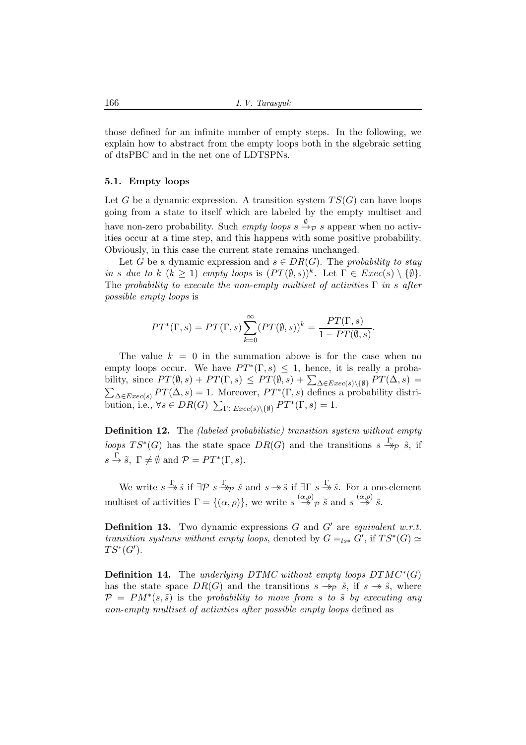those defined for an infinite number of empty steps. In the following, we explain how to abstract from the empty loops both in the algebraic setting of dtsPBC and in the net one of LDTSPNs.

### 5.1. Empty loops

Let $G$ be a dynamic expression. A transition system $TS(G)$ can have loops going from a state to itself which are labeled by the empty multiset and have non-zero probability. Such *empty loops* $s \xrightarrow{\emptyset}_{\mathcal{P}} s$ appear when no activities occur at a time step, and this happens with some positive probability. Obviously, in this case the current state remains unchanged.

Let $G$ be a dynamic expression and $s \in DR(G)$. The *probability to stay in* $s$ *due to* $k$ $(k \geq 1)$ *empty loops* is $(PT(\emptyset, s))^k$. Let $\Gamma \in Exec(s) \setminus \{\emptyset\}$. The *probability to execute the non-empty multiset of activities* $\Gamma$ *in* $s$ *after possible empty loops* is

$$PT^*(\Gamma, s) = PT(\Gamma, s) \sum_{k=0}^{\infty} (PT(\emptyset, s))^k = \frac{PT(\Gamma, s)}{1 - PT(\emptyset, s)}.$$

The value $k = 0$ in the summation above is for the case when no empty loops occur. We have $PT^*(\Gamma, s) \leq 1$, hence, it is really a probability, since $PT(\emptyset, s) + PT(\Gamma, s) \leq PT(\emptyset, s) + \sum_{\Delta \in Exec(s) \setminus \{\emptyset\}} PT(\Delta, s) = \sum_{\Delta \in Exec(s)} PT(\Delta, s) = 1$. Moreover, $PT^*(\Gamma, s)$ defines a probability distribution, i.e., $\forall s \in DR(G)$ $\sum_{\Gamma \in Exec(s) \setminus \{\emptyset\}} PT^*(\Gamma, s) = 1$.

**Definition 12.** The *(labeled probabilistic) transition system without empty loops* $TS^*(G)$ has the state space $DR(G)$ and the transitions $s \overset{\Gamma}{\twoheadrightarrow}_{\mathcal{P}} \tilde{s}$, if $s \xrightarrow{\Gamma} \tilde{s}$, $\Gamma \neq \emptyset$ and $\mathcal{P} = PT^*(\Gamma, s)$.

We write $s \overset{\Gamma}{\twoheadrightarrow} \tilde{s}$ if $\exists \mathcal{P}$ $s \overset{\Gamma}{\twoheadrightarrow}_{\mathcal{P}} \tilde{s}$ and $s \twoheadrightarrow \tilde{s}$ if $\exists \Gamma$ $s \overset{\Gamma}{\twoheadrightarrow} \tilde{s}$. For a one-element multiset of activities $\Gamma = \{(\alpha, \rho)\}$, we write $s \overset{(\alpha,\rho)}{\twoheadrightarrow}_{\mathcal{P}} \tilde{s}$ and $s \overset{(\alpha,\rho)}{\twoheadrightarrow} \tilde{s}$.

**Definition 13.** Two dynamic expressions $G$ and $G'$ are *equivalent w.r.t. transition systems without empty loops*, denoted by $G =_{ts*} G'$, if $TS^*(G) \simeq TS^*(G')$.

**Definition 14.** The *underlying DTMC without empty loops* $DTMC^*(G)$ has the state space $DR(G)$ and the transitions $s \twoheadrightarrow_{\mathcal{P}} \tilde{s}$, if $s \twoheadrightarrow \tilde{s}$, where $\mathcal{P} = PM^*(s, \tilde{s})$ is the *probability to move from* $s$ *to* $\tilde{s}$ *by executing any non-empty multiset of activities after possible empty loops* defined as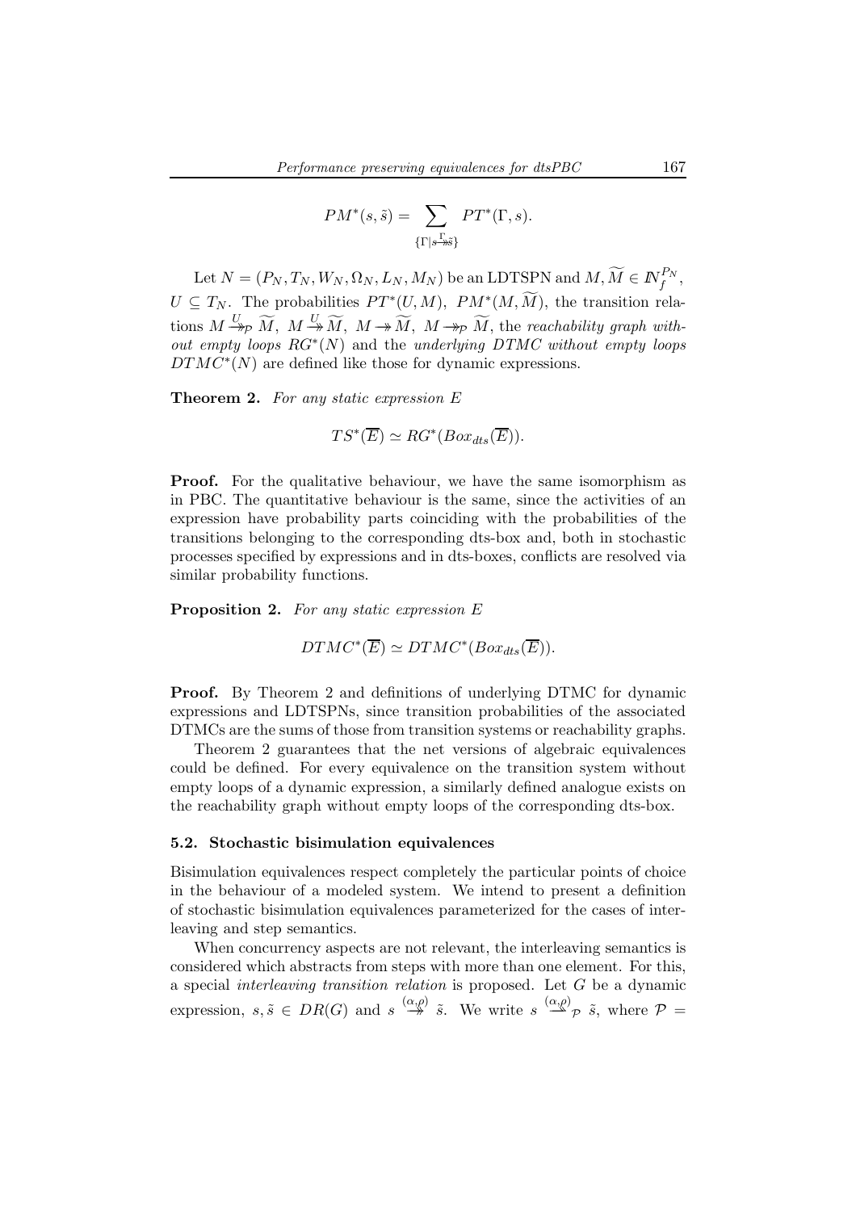$$PM^*(s,\tilde{s}) = \sum_{\{\Gamma | s \xrightarrow{\Gamma} \tilde{s}\}} PT^*(\Gamma, s).$$

Let $N = (P_N, T_N, W_N, \Omega_N, L_N, M_N)$ be an LDTSPN and $M, \widetilde{M} \in I\!N_f^{P_N}$, $U \subseteq T_N$. The probabilities $PT^*(U, M)$, $PM^*(M, \widetilde{M})$, the transition relations $M \xrightarrow{U}_{\mathcal{P}} \widetilde{M}$, $M \xrightarrow{U} \widetilde{M}$, $M \twoheadrightarrow \widetilde{M}$, $M \twoheadrightarrow_{\mathcal{P}} \widetilde{M}$, the *reachability graph without empty loops* $RG^*(N)$ and the *underlying DTMC without empty loops* $DTMC^*(N)$ are defined like those for dynamic expressions.

**Theorem 2.** *For any static expression $E$*

$$TS^*(\overline{E}) \simeq RG^*(Box_{dts}(\overline{E})).$$

**Proof.** For the qualitative behaviour, we have the same isomorphism as in PBC. The quantitative behaviour is the same, since the activities of an expression have probability parts coinciding with the probabilities of the transitions belonging to the corresponding dts-box and, both in stochastic processes specified by expressions and in dts-boxes, conflicts are resolved via similar probability functions.

**Proposition 2.** *For any static expression $E$*

$$DTMC^*(\overline{E}) \simeq DTMC^*(Box_{dts}(\overline{E})).$$

**Proof.** By Theorem 2 and definitions of underlying DTMC for dynamic expressions and LDTSPNs, since transition probabilities of the associated DTMCs are the sums of those from transition systems or reachability graphs.

Theorem 2 guarantees that the net versions of algebraic equivalences could be defined. For every equivalence on the transition system without empty loops of a dynamic expression, a similarly defined analogue exists on the reachability graph without empty loops of the corresponding dts-box.

### 5.2. Stochastic bisimulation equivalences

Bisimulation equivalences respect completely the particular points of choice in the behaviour of a modeled system. We intend to present a definition of stochastic bisimulation equivalences parameterized for the cases of interleaving and step semantics.

When concurrency aspects are not relevant, the interleaving semantics is considered which abstracts from steps with more than one element. For this, a special *interleaving transition relation* is proposed. Let $G$ be a dynamic expression, $s, \tilde{s} \in DR(G)$ and $s \overset{(\alpha,\rho)}{\twoheadrightarrow} \tilde{s}$. We write $s \overset{(\alpha,\rho)}{\rightarrow}_{\mathcal{P}} \tilde{s}$, where $\mathcal{P} =$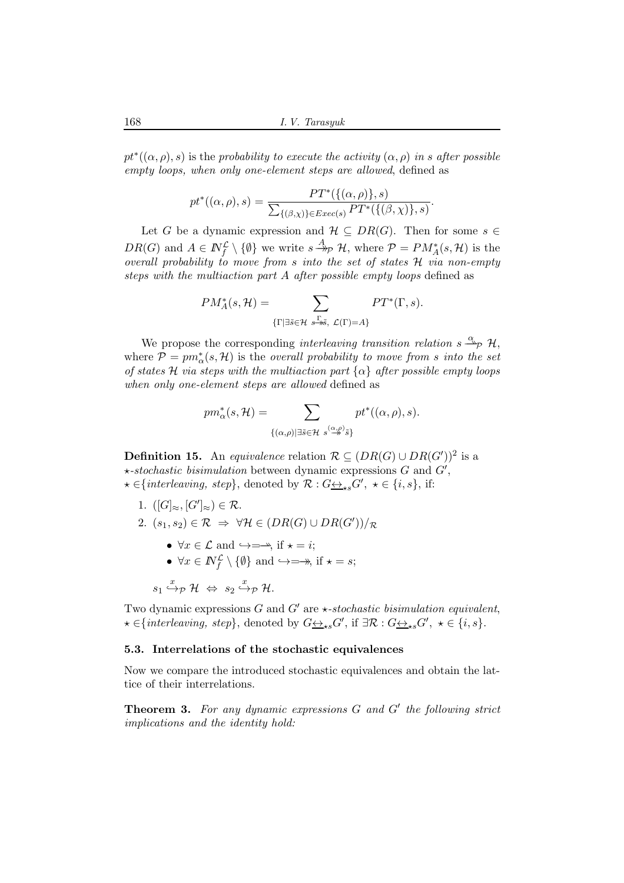$pt^*((\alpha,\rho),s)$ is the *probability to execute the activity $(\alpha,\rho)$ in $s$ after possible empty loops, when only one-element steps are allowed*, defined as

$$pt^*((\alpha,\rho),s) = \frac{PT^*(\{(\alpha,\rho)\},s)}{\sum_{\{(\beta,\chi)\}\in Exec(s)} PT^*(\{(\beta,\chi)\},s)}.$$

Let $G$ be a dynamic expression and $\mathcal{H} \subseteq DR(G)$. Then for some $s \in DR(G)$ and $A \in I\!N_f^{\mathcal{L}} \setminus \{\emptyset\}$ we write $s \overset{A}{\twoheadrightarrow}_{\mathcal{P}} \mathcal{H}$, where $\mathcal{P} = PM_A^*(s,\mathcal{H})$ is the *overall probability to move from $s$ into the set of states $\mathcal{H}$ via non-empty steps with the multiaction part $A$ after possible empty loops* defined as

$$PM_A^*(s,\mathcal{H}) = \sum_{\{\Gamma \mid \exists \tilde{s}\in\mathcal{H}\ s\overset{\Gamma}{\twoheadrightarrow}\tilde{s},\ \mathcal{L}(\Gamma)=A\}} PT^*(\Gamma,s).$$

We propose the corresponding *interleaving transition relation* $s \overset{\alpha}{\rightharpoonup}_{\mathcal{P}} \mathcal{H}$, where $\mathcal{P} = pm_\alpha^*(s,\mathcal{H})$ is the *overall probability to move from $s$ into the set of states $\mathcal{H}$ via steps with the multiaction part $\{\alpha\}$ after possible empty loops when only one-element steps are allowed* defined as

$$pm_\alpha^*(s,\mathcal{H}) = \sum_{\{(\alpha,\rho) \mid \exists \tilde{s}\in\mathcal{H}\ s\overset{(\alpha,\rho)}{\twoheadrightarrow}\tilde{s}\}} pt^*((\alpha,\rho),s).$$

**Definition 15.** An *equivalence* relation $\mathcal{R} \subseteq (DR(G) \cup DR(G'))^2$ is a $\star$*-stochastic bisimulation* between dynamic expressions $G$ and $G'$, $\star \in \{$*interleaving, step*$\}$, denoted by $\mathcal{R} : G \underline{\leftrightarrow}_{\star s} G'$, $\star \in \{i,s\}$, if:

1. $([G]_\approx, [G']_\approx) \in \mathcal{R}$.
2. $(s_1,s_2) \in \mathcal{R} \ \Rightarrow\ \forall \mathcal{H} \in (DR(G) \cup DR(G'))/_{\mathcal{R}}$
   - $\forall x \in \mathcal{L}$ and $\hookrightarrow = \rightharpoonup$, if $\star = i$;
   - $\forall x \in I\!N_f^{\mathcal{L}} \setminus \{\emptyset\}$ and $\hookrightarrow = \twoheadrightarrow$, if $\star = s$;

   $s_1 \overset{x}{\hookrightarrow}_{\mathcal{P}} \mathcal{H} \ \Leftrightarrow\ s_2 \overset{x}{\hookrightarrow}_{\mathcal{P}} \mathcal{H}$.

Two dynamic expressions $G$ and $G'$ are $\star$*-stochastic bisimulation equivalent*, $\star \in \{$*interleaving, step*$\}$, denoted by $G \underline{\leftrightarrow}_{\star s} G'$, if $\exists \mathcal{R} : G \underline{\leftrightarrow}_{\star s} G'$, $\star \in \{i,s\}$.

### 5.3. Interrelations of the stochastic equivalences

Now we compare the introduced stochastic equivalences and obtain the lattice of their interrelations.

**Theorem 3.** *For any dynamic expressions $G$ and $G'$ the following strict implications and the identity hold:*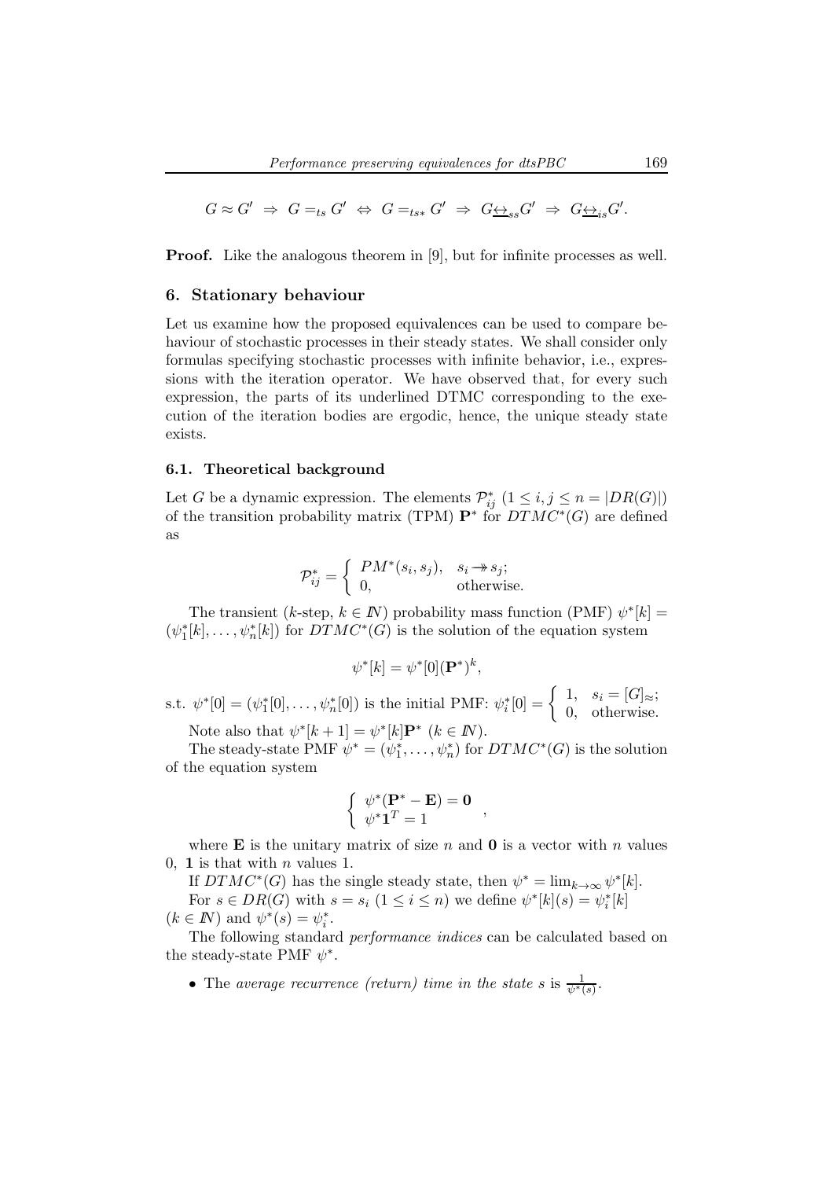$$G \approx G' \;\Rightarrow\; G =_{ts} G' \;\Leftrightarrow\; G =_{ts*} G' \;\Rightarrow\; G \underline{\leftrightarrow}_{ss} G' \;\Rightarrow\; G \underline{\leftrightarrow}_{is} G'.$$

**Proof.** Like the analogous theorem in [9], but for infinite processes as well.

## 6. Stationary behaviour

Let us examine how the proposed equivalences can be used to compare behaviour of stochastic processes in their steady states. We shall consider only formulas specifying stochastic processes with infinite behavior, i.e., expressions with the iteration operator. We have observed that, for every such expression, the parts of its underlined DTMC corresponding to the execution of the iteration bodies are ergodic, hence, the unique steady state exists.

### 6.1. Theoretical background

Let $G$ be a dynamic expression. The elements $\mathcal{P}^*_{ij}$ $(1 \le i, j \le n = |DR(G)|)$ of the transition probability matrix (TPM) $\mathbf{P}^*$ for $DTMC^*(G)$ are defined as

$$\mathcal{P}^*_{ij} = \begin{cases} PM^*(s_i, s_j), & s_i \twoheadrightarrow s_j; \\ 0, & \text{otherwise.} \end{cases}$$

The transient ($k$-step, $k \in I\!N$) probability mass function (PMF) $\psi^*[k] = (\psi^*_1[k], \ldots, \psi^*_n[k])$ for $DTMC^*(G)$ is the solution of the equation system

$$\psi^*[k] = \psi^*[0](\mathbf{P}^*)^k,$$

s.t. $\psi^*[0] = (\psi^*_1[0], \ldots, \psi^*_n[0])$ is the initial PMF: $\psi^*_i[0] = \begin{cases} 1, & s_i = [G]_\approx; \\ 0, & \text{otherwise.} \end{cases}$

Note also that $\psi^*[k+1] = \psi^*[k]\mathbf{P}^*$ $(k \in I\!N)$.

The steady-state PMF $\psi^* = (\psi^*_1, \ldots, \psi^*_n)$ for $DTMC^*(G)$ is the solution of the equation system

$$\begin{cases} \psi^*(\mathbf{P}^* - \mathbf{E}) = \mathbf{0} \\ \psi^* \mathbf{1}^T = 1 \end{cases},$$

where $\mathbf{E}$ is the unitary matrix of size $n$ and $\mathbf{0}$ is a vector with $n$ values 0, $\mathbf{1}$ is that with $n$ values 1.

If $DTMC^*(G)$ has the single steady state, then $\psi^* = \lim_{k \to \infty} \psi^*[k]$.

For $s \in DR(G)$ with $s = s_i$ $(1 \le i \le n)$ we define $\psi^*[k](s) = \psi^*_i[k]$ $(k \in I\!N)$ and $\psi^*(s) = \psi^*_i$.

The following standard *performance indices* can be calculated based on the steady-state PMF $\psi^*$.

- The *average recurrence (return) time in the state s* is $\frac{1}{\psi^*(s)}$.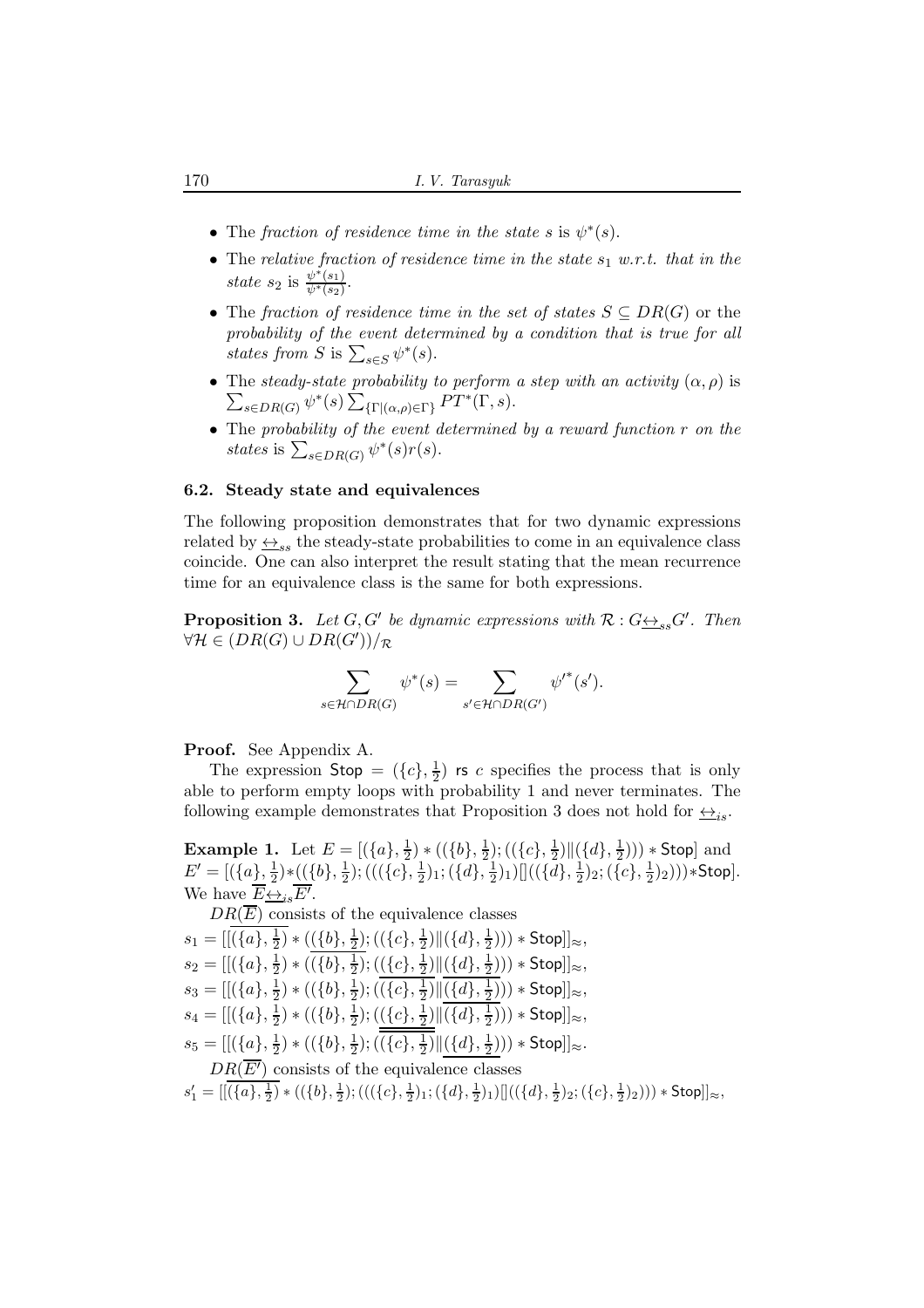- The *fraction of residence time in the state s* is $\psi^*(s)$.
- The *relative fraction of residence time in the state $s_1$ w.r.t. that in the state $s_2$* is $\frac{\psi^*(s_1)}{\psi^*(s_2)}$.
- The *fraction of residence time in the set of states $S \subseteq DR(G)$* or the *probability of the event determined by a condition that is true for all states from S* is $\sum_{s \in S} \psi^*(s)$.
- The *steady-state probability to perform a step with an activity $(\alpha, \rho)$* is $\sum_{s \in DR(G)} \psi^*(s) \sum_{\{\Gamma | (\alpha,\rho) \in \Gamma\}} PT^*(\Gamma, s)$.
- The *probability of the event determined by a reward function r on the states* is $\sum_{s \in DR(G)} \psi^*(s) r(s)$.

### 6.2. Steady state and equivalences

The following proposition demonstrates that for two dynamic expressions related by $\underline{\leftrightarrow}_{ss}$ the steady-state probabilities to come in an equivalence class coincide. One can also interpret the result stating that the mean recurrence time for an equivalence class is the same for both expressions.

**Proposition 3.** *Let $G, G'$ be dynamic expressions with $\mathcal{R} : G \underline{\leftrightarrow}_{ss} G'$. Then $\forall \mathcal{H} \in (DR(G) \cup DR(G'))/_{\mathcal{R}}$*

$$\sum_{s \in \mathcal{H} \cap DR(G)} \psi^*(s) = \sum_{s' \in \mathcal{H} \cap DR(G')} {\psi'}^*(s').$$

**Proof.** See Appendix A.

The expression $\mathsf{Stop} = (\{c\}, \frac{1}{2})$ rs $c$ specifies the process that is only able to perform empty loops with probability 1 and never terminates. The following example demonstrates that Proposition 3 does not hold for $\underline{\leftrightarrow}_{is}$.

**Example 1.** Let $E = [(\{a\}, \frac{1}{2}) * ((\{b\}, \frac{1}{2}); ((\{c\}, \frac{1}{2}) \| (\{d\}, \frac{1}{2}))) * \mathsf{Stop}]$ and $E' = [(\{a\}, \frac{1}{2}) * ((\{b\}, \frac{1}{2}); (((\{c\}, \frac{1}{2})_1; (\{d\}, \frac{1}{2})_1) [] ((\{d\}, \frac{1}{2})_2; (\{c\}, \frac{1}{2})_2))) * \mathsf{Stop}]$. We have $\overline{E} \underline{\leftrightarrow}_{is} \overline{E'}$.

$DR(\overline{E})$ consists of the equivalence classes

$s_1 = [[\overline{(\{a\}, \frac{1}{2})} * ((\{b\}, \frac{1}{2}); ((\{c\}, \frac{1}{2}) \| (\{d\}, \frac{1}{2}))) * \mathsf{Stop}]]_\approx$,

$s_2 = [[(\{a\}, \frac{1}{2}) * (\overline{(\{b\}, \frac{1}{2})}; ((\{c\}, \frac{1}{2}) \| (\{d\}, \frac{1}{2}))) * \mathsf{Stop}]]_\approx$,

$s_3 = [[(\{a\}, \frac{1}{2}) * ((\{b\}, \frac{1}{2}); (\overline{(\{c\}, \frac{1}{2})} \| \overline{(\{d\}, \frac{1}{2})})) * \mathsf{Stop}]]_\approx$,

$s_4 = [[(\{a\}, \frac{1}{2}) * ((\{b\}, \frac{1}{2}); (\underline{(\{c\}, \frac{1}{2})} \| \overline{(\{d\}, \frac{1}{2})})) * \mathsf{Stop}]]_\approx$,

$s_5 = [[(\{a\}, \frac{1}{2}) * ((\{b\}, \frac{1}{2}); (\overline{(\{c\}, \frac{1}{2})} \| \underline{(\{d\}, \frac{1}{2})})) * \mathsf{Stop}]]_\approx$.

$DR(\overline{E'})$ consists of the equivalence classes

$s_1' = [[\overline{(\{a\}, \frac{1}{2})} * ((\{b\}, \frac{1}{2}); (((\{c\}, \frac{1}{2})_1; (\{d\}, \frac{1}{2})_1) [] ((\{d\}, \frac{1}{2})_2; (\{c\}, \frac{1}{2})_2))) * \mathsf{Stop}]]_\approx$,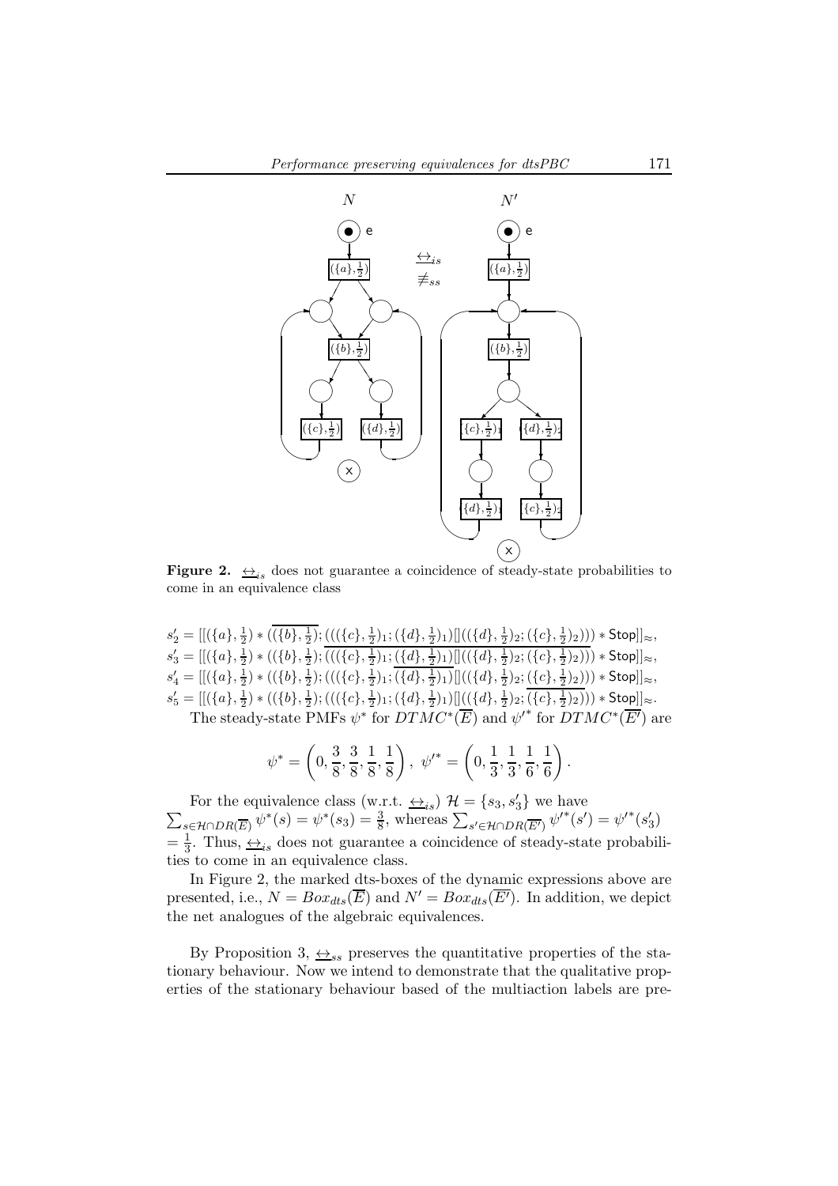**Figure 2.** $\underline{\leftrightarrow}_{is}$ does not guarantee a coincidence of steady-state probabilities to come in an equivalence class

$s'_2 = [[(\{a\}, \frac{1}{2}) * (\overline{(\{b\}, \frac{1}{2})}; (((\{c\}, \frac{1}{2})_1; (\{d\}, \frac{1}{2})_1)[]((\{d\}, \frac{1}{2})_2; (\{c\}, \frac{1}{2})_2))) * \mathsf{Stop}]]_{\approx}$,
$s'_3 = [[(\{a\}, \frac{1}{2}) * ((\{b\}, \frac{1}{2}); \overline{(((\{c\}, \frac{1}{2})_1; (\{d\}, \frac{1}{2})_1)[]((\{d\}, \frac{1}{2})_2; (\{c\}, \frac{1}{2})_2))}) * \mathsf{Stop}]]_{\approx}$,
$s'_4 = [[(\{a\}, \frac{1}{2}) * ((\{b\}, \frac{1}{2}); (((\{c\}, \frac{1}{2})_1; \overline{(\{d\}, \frac{1}{2})_1})[]((\{d\}, \frac{1}{2})_2; (\{c\}, \frac{1}{2})_2))) * \mathsf{Stop}]]_{\approx}$,
$s'_5 = [[(\{a\}, \frac{1}{2}) * ((\{b\}, \frac{1}{2}); (((\{c\}, \frac{1}{2})_1; (\{d\}, \frac{1}{2})_1)[]((\{d\}, \frac{1}{2})_2; \overline{(\{c\}, \frac{1}{2})_2}))) * \mathsf{Stop}]]_{\approx}$.

The steady-state PMFs $\psi^*$ for $DTMC^*(\overline{E})$ and $\psi'^*$ for $DTMC^*(\overline{E'})$ are

$$\psi^* = \left(0, \frac{3}{8}, \frac{3}{8}, \frac{1}{8}, \frac{1}{8}\right), \ \psi'^* = \left(0, \frac{1}{3}, \frac{1}{3}, \frac{1}{6}, \frac{1}{6}\right).$$

For the equivalence class (w.r.t. $\underline{\leftrightarrow}_{is}$) $\mathcal{H} = \{s_3, s'_3\}$ we have $\sum_{s \in \mathcal{H} \cap DR(\overline{E})} \psi^*(s) = \psi^*(s_3) = \frac{3}{8}$, whereas $\sum_{s' \in \mathcal{H} \cap DR(\overline{E'})} \psi'^*(s') = \psi'^*(s'_3) = \frac{1}{3}$. Thus, $\underline{\leftrightarrow}_{is}$ does not guarantee a coincidence of steady-state probabilities to come in an equivalence class.

In Figure 2, the marked dts-boxes of the dynamic expressions above are presented, i.e., $N = Box_{dts}(\overline{E})$ and $N' = Box_{dts}(\overline{E'})$. In addition, we depict the net analogues of the algebraic equivalences.

By Proposition 3, $\underline{\leftrightarrow}_{ss}$ preserves the quantitative properties of the stationary behaviour. Now we intend to demonstrate that the qualitative properties of the stationary behaviour based of the multiaction labels are pre-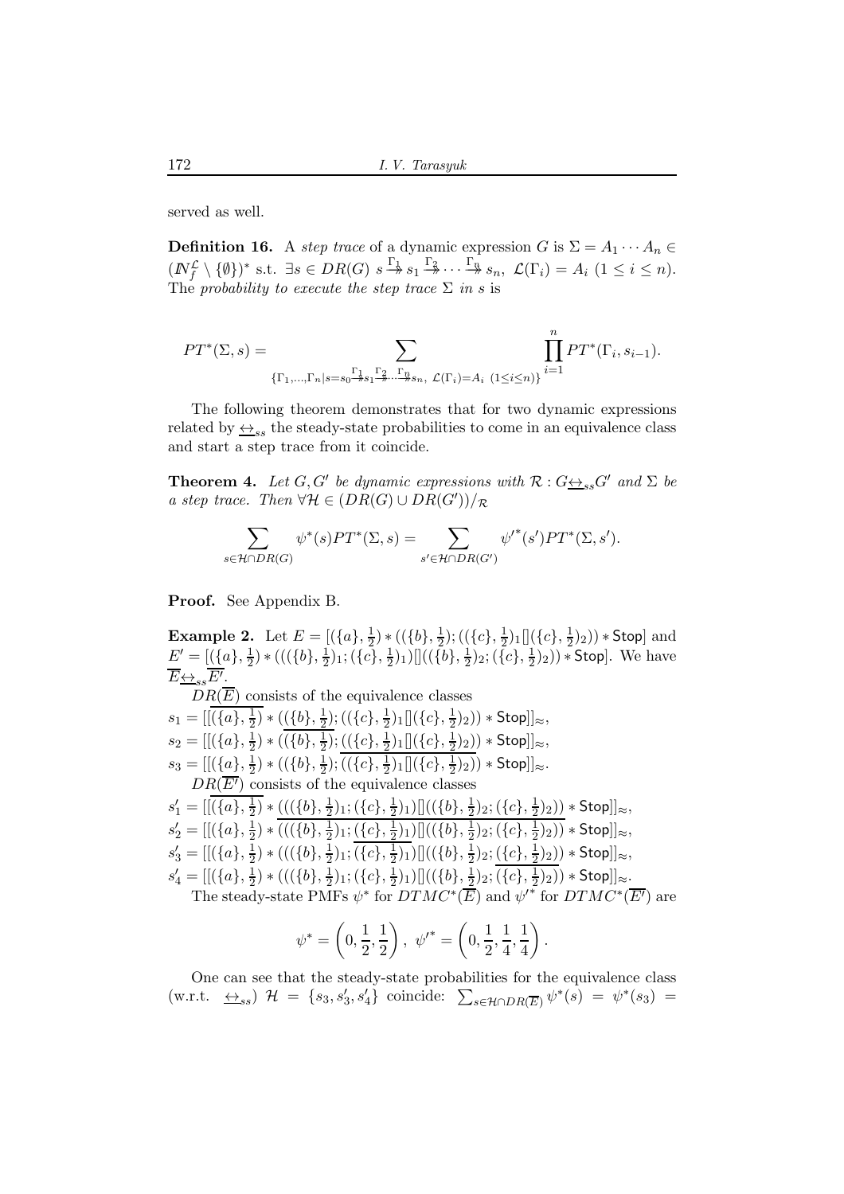served as well.

**Definition 16.** A *step trace* of a dynamic expression $G$ is $\Sigma = A_1 \cdots A_n \in (I\!N_f^{\mathcal{L}} \setminus \{\emptyset\})^*$ s.t. $\exists s \in DR(G)\ s \stackrel{\Gamma_1}{\twoheadrightarrow} s_1 \stackrel{\Gamma_2}{\twoheadrightarrow} \cdots \stackrel{\Gamma_n}{\twoheadrightarrow} s_n,\ \mathcal{L}(\Gamma_i) = A_i\ (1 \leq i \leq n)$. The *probability to execute the step trace $\Sigma$ in $s$* is

$$PT^*(\Sigma, s) = \sum_{\{\Gamma_1,\ldots,\Gamma_n | s=s_0 \stackrel{\Gamma_1}{\twoheadrightarrow} s_1 \stackrel{\Gamma_2}{\twoheadrightarrow} \cdots \stackrel{\Gamma_n}{\twoheadrightarrow} s_n,\ \mathcal{L}(\Gamma_i)=A_i\ (1\leq i\leq n)\}} \prod_{i=1}^{n} PT^*(\Gamma_i, s_{i-1}).$$

The following theorem demonstrates that for two dynamic expressions related by $\underline{\leftrightarrow}_{ss}$ the steady-state probabilities to come in an equivalence class and start a step trace from it coincide.

**Theorem 4.** *Let $G, G'$ be dynamic expressions with $\mathcal{R} : G \underline{\leftrightarrow}_{ss} G'$ and $\Sigma$ be a step trace. Then $\forall \mathcal{H} \in (DR(G) \cup DR(G'))/_{\mathcal{R}}$*

$$\sum_{s \in \mathcal{H} \cap DR(G)} \psi^*(s) PT^*(\Sigma, s) = \sum_{s' \in \mathcal{H} \cap DR(G')} {\psi'}^*(s') PT^*(\Sigma, s').$$

**Proof.** See Appendix B.

**Example 2.** Let $E = [(\{a\}, \frac{1}{2}) * ((\{b\}, \frac{1}{2}); ((\{c\}, \frac{1}{2})_1 [] (\{c\}, \frac{1}{2})_2)) * \mathsf{Stop}]$ and $E' = [(\{a\}, \frac{1}{2}) * (((\{b\}, \frac{1}{2})_1; (\{c\}, \frac{1}{2})_1) [] ((\{b\}, \frac{1}{2})_2; (\{c\}, \frac{1}{2})_2)) * \mathsf{Stop}]$. We have $\overline{E} \underline{\leftrightarrow}_{ss} \overline{E'}$.

$DR(\overline{E})$ consists of the equivalence classes

$s_1 = [[\overline{(\{a\}, \frac{1}{2})} * ((\{b\}, \frac{1}{2}); ((\{c\}, \frac{1}{2})_1 [] (\{c\}, \frac{1}{2})_2)) * \mathsf{Stop}]]_{\approx}$,

$s_2 = [[(\{a\}, \frac{1}{2}) * (\overline{(\{b\}, \frac{1}{2})}; ((\{c\}, \frac{1}{2})_1 [] (\{c\}, \frac{1}{2})_2)) * \mathsf{Stop}]]_{\approx}$,

$s_3 = [[(\{a\}, \frac{1}{2}) * ((\{b\}, \frac{1}{2}); \overline{((\{c\}, \frac{1}{2})_1 [] (\{c\}, \frac{1}{2})_2)}) * \mathsf{Stop}]]_{\approx}$.

$DR(\overline{E'})$ consists of the equivalence classes

$s'_1 = [[\overline{(\{a\}, \frac{1}{2})} * (((\{b\}, \frac{1}{2})_1; (\{c\}, \frac{1}{2})_1) [] ((\{b\}, \frac{1}{2})_2; (\{c\}, \frac{1}{2})_2)) * \mathsf{Stop}]]_{\approx}$,

$s'_2 = [[(\{a\}, \frac{1}{2}) * \overline{(((\{b\}, \frac{1}{2})_1; (\{c\}, \frac{1}{2})_1) [] ((\{b\}, \frac{1}{2})_2; (\{c\}, \frac{1}{2})_2))} * \mathsf{Stop}]]_{\approx}$,

$s'_3 = [[(\{a\}, \frac{1}{2}) * (((\{b\}, \frac{1}{2})_1; \overline{(\{c\}, \frac{1}{2})_1}) [] ((\{b\}, \frac{1}{2})_2; (\{c\}, \frac{1}{2})_2)) * \mathsf{Stop}]]_{\approx}$,

$s'_4 = [[(\{a\}, \frac{1}{2}) * (((\{b\}, \frac{1}{2})_1; (\{c\}, \frac{1}{2})_1) [] ((\{b\}, \frac{1}{2})_2; \overline{(\{c\}, \frac{1}{2})_2})) * \mathsf{Stop}]]_{\approx}$.

The steady-state PMFs $\psi^*$ for $DTMC^*(\overline{E})$ and ${\psi'}^*$ for $DTMC^*(\overline{E'})$ are

$$\psi^* = \left(0, \frac{1}{2}, \frac{1}{2}\right),\ {\psi'}^* = \left(0, \frac{1}{2}, \frac{1}{4}, \frac{1}{4}\right).$$

One can see that the steady-state probabilities for the equivalence class (w.r.t. $\underline{\leftrightarrow}_{ss}$) $\mathcal{H} = \{s_3, s'_3, s'_4\}$ coincide: $\sum_{s \in \mathcal{H} \cap DR(\overline{E})} \psi^*(s) = \psi^*(s_3) =$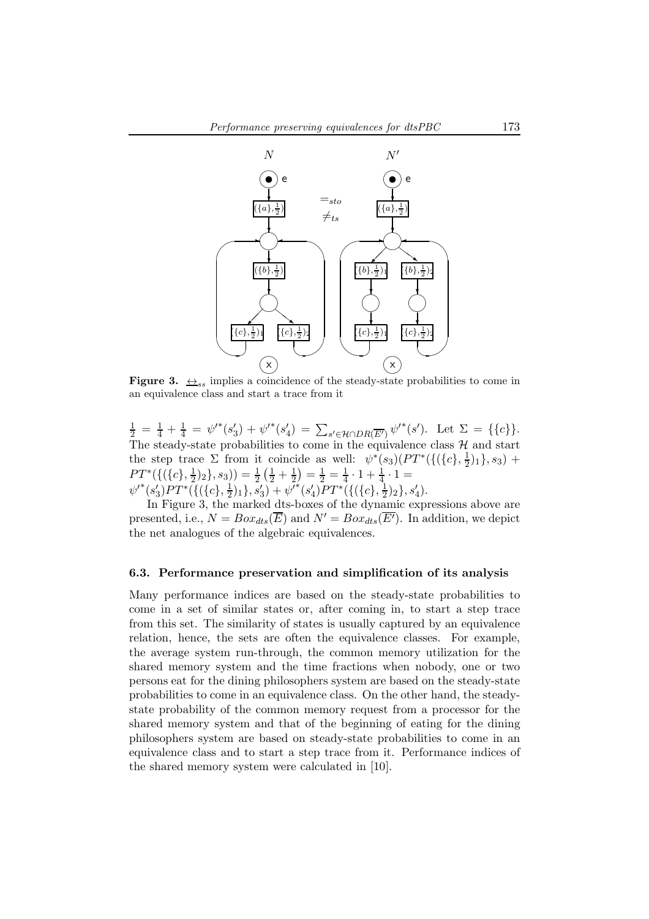**Figure 3.** $\underline{\leftrightarrow}_{ss}$ implies a coincidence of the steady-state probabilities to come in an equivalence class and start a trace from it

$\frac{1}{2} = \frac{1}{4} + \frac{1}{4} = \psi'^*(s_3') + \psi'^*(s_4') = \sum_{s' \in \mathcal{H} \cap DR(\overline{E'})} \psi'^*(s')$. Let $\Sigma = \{\{c\}\}$. The steady-state probabilities to come in the equivalence class $\mathcal{H}$ and start the step trace $\Sigma$ from it coincide as well: $\psi^*(s_3)(PT^*(\{(\{c\}, \frac{1}{2})_1\}, s_3) + PT^*(\{(\{c\}, \frac{1}{2})_2\}, s_3)) = \frac{1}{2}\left(\frac{1}{2} + \frac{1}{2}\right) = \frac{1}{2} = \frac{1}{4} \cdot 1 + \frac{1}{4} \cdot 1 = \psi'^*(s_3')PT^*(\{(\{c\}, \frac{1}{2})_1\}, s_3') + \psi'^*(s_4')PT^*(\{(\{c\}, \frac{1}{2})_2\}, s_4')$.

In Figure 3, the marked dts-boxes of the dynamic expressions above are presented, i.e., $N = Box_{dts}(\overline{E})$ and $N' = Box_{dts}(\overline{E'})$. In addition, we depict the net analogues of the algebraic equivalences.

### 6.3. Performance preservation and simplification of its analysis

Many performance indices are based on the steady-state probabilities to come in a set of similar states or, after coming in, to start a step trace from this set. The similarity of states is usually captured by an equivalence relation, hence, the sets are often the equivalence classes. For example, the average system run-through, the common memory utilization for the shared memory system and the time fractions when nobody, one or two persons eat for the dining philosophers system are based on the steady-state probabilities to come in an equivalence class. On the other hand, the steady-state probability of the common memory request from a processor for the shared memory system and that of the beginning of eating for the dining philosophers system are based on steady-state probabilities to come in an equivalence class and to start a step trace from it. Performance indices of the shared memory system were calculated in [10].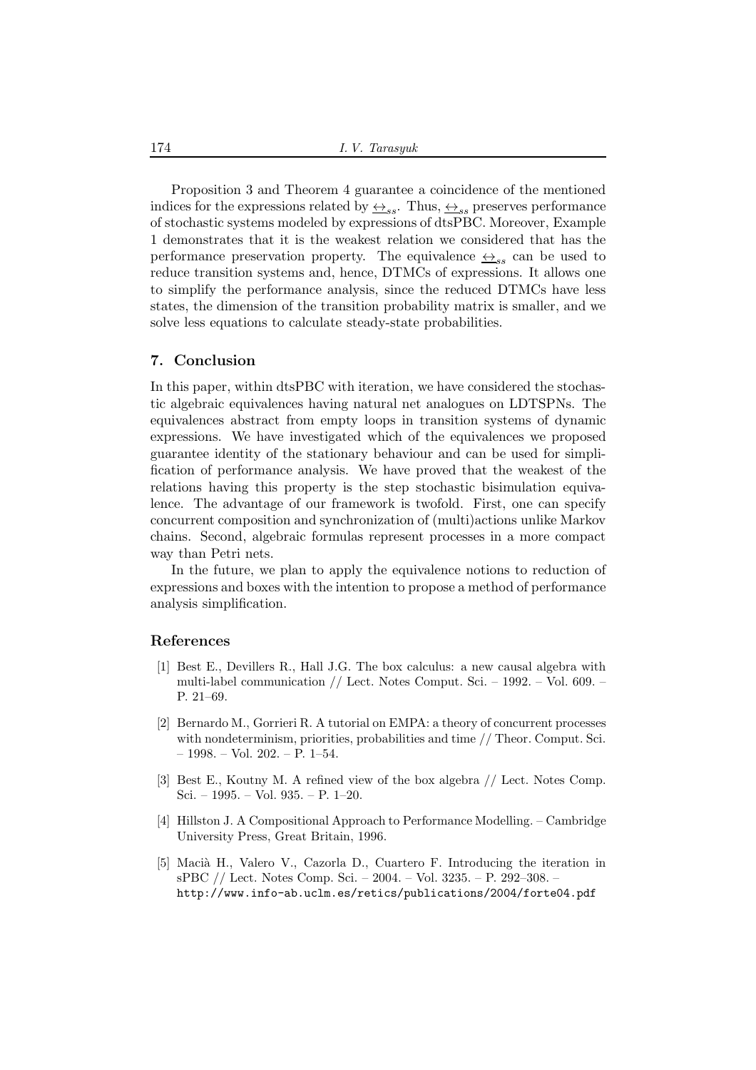Proposition 3 and Theorem 4 guarantee a coincidence of the mentioned indices for the expressions related by $\underline{\leftrightarrow}_{ss}$. Thus, $\underline{\leftrightarrow}_{ss}$ preserves performance of stochastic systems modeled by expressions of dtsPBC. Moreover, Example 1 demonstrates that it is the weakest relation we considered that has the performance preservation property. The equivalence $\underline{\leftrightarrow}_{ss}$ can be used to reduce transition systems and, hence, DTMCs of expressions. It allows one to simplify the performance analysis, since the reduced DTMCs have less states, the dimension of the transition probability matrix is smaller, and we solve less equations to calculate steady-state probabilities.

## 7. Conclusion

In this paper, within dtsPBC with iteration, we have considered the stochastic algebraic equivalences having natural net analogues on LDTSPNs. The equivalences abstract from empty loops in transition systems of dynamic expressions. We have investigated which of the equivalences we proposed guarantee identity of the stationary behaviour and can be used for simplification of performance analysis. We have proved that the weakest of the relations having this property is the step stochastic bisimulation equivalence. The advantage of our framework is twofold. First, one can specify concurrent composition and synchronization of (multi)actions unlike Markov chains. Second, algebraic formulas represent processes in a more compact way than Petri nets.

In the future, we plan to apply the equivalence notions to reduction of expressions and boxes with the intention to propose a method of performance analysis simplification.

## References

[1] Best E., Devillers R., Hall J.G. The box calculus: a new causal algebra with multi-label communication // Lect. Notes Comput. Sci. – 1992. – Vol. 609. – P. 21–69.

[2] Bernardo M., Gorrieri R. A tutorial on EMPA: a theory of concurrent processes with nondeterminism, priorities, probabilities and time // Theor. Comput. Sci. – 1998. – Vol. 202. – P. 1–54.

[3] Best E., Koutny M. A refined view of the box algebra // Lect. Notes Comp. Sci. – 1995. – Vol. 935. – P. 1–20.

[4] Hillston J. A Compositional Approach to Performance Modelling. – Cambridge University Press, Great Britain, 1996.

[5] Macià H., Valero V., Cazorla D., Cuartero F. Introducing the iteration in sPBC // Lect. Notes Comp. Sci. – 2004. – Vol. 3235. – P. 292–308. – http://www.info-ab.uclm.es/retics/publications/2004/forte04.pdf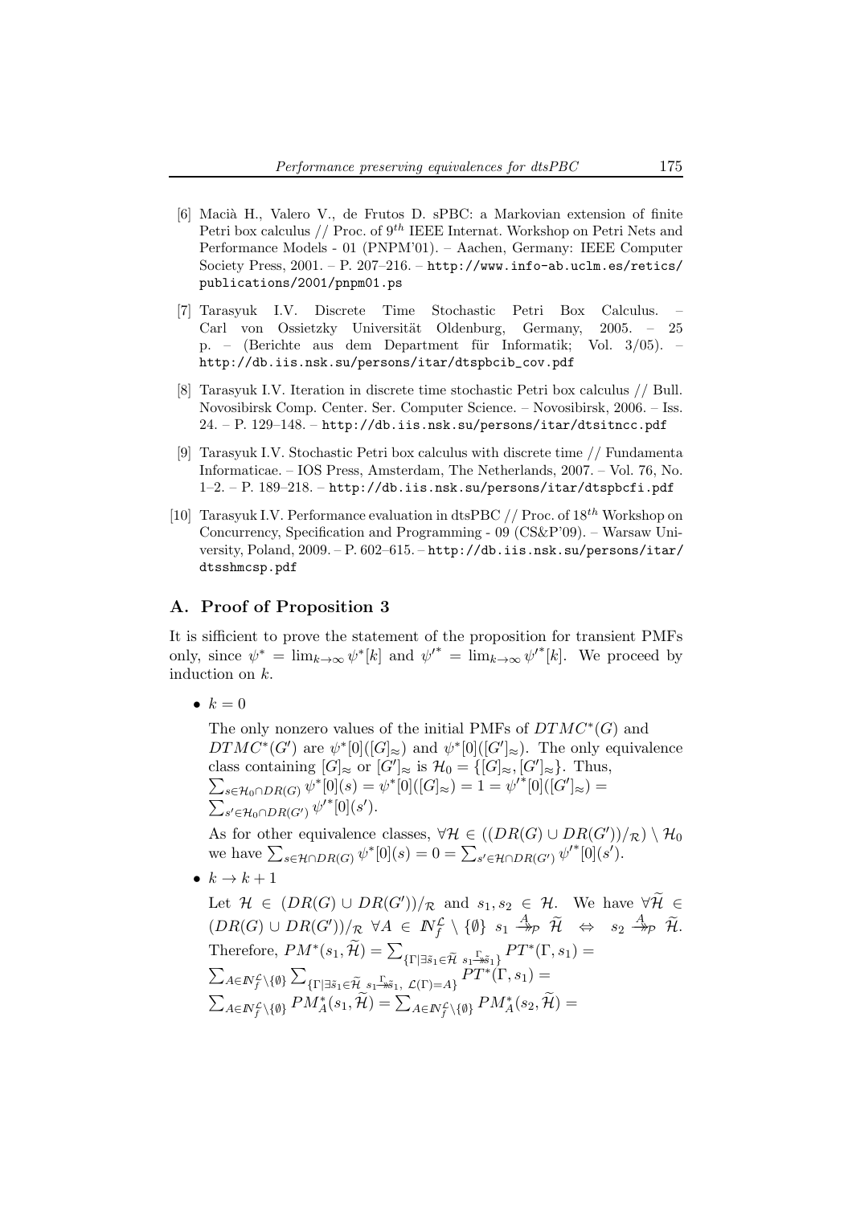[6] Macià H., Valero V., de Frutos D. sPBC: a Markovian extension of finite Petri box calculus // Proc. of $9^{th}$ IEEE Internat. Workshop on Petri Nets and Performance Models - 01 (PNPM'01). – Aachen, Germany: IEEE Computer Society Press, 2001. – P. 207–216. – http://www.info-ab.uclm.es/retics/publications/2001/pnpm01.ps

[7] Tarasyuk I.V. Discrete Time Stochastic Petri Box Calculus. – Carl von Ossietzky Universität Oldenburg, Germany, 2005. – 25 p. – (Berichte aus dem Department für Informatik; Vol. 3/05). – http://db.iis.nsk.su/persons/itar/dtspbcib_cov.pdf

[8] Tarasyuk I.V. Iteration in discrete time stochastic Petri box calculus // Bull. Novosibirsk Comp. Center. Ser. Computer Science. – Novosibirsk, 2006. – Iss. 24. – P. 129–148. – http://db.iis.nsk.su/persons/itar/dtsitncc.pdf

[9] Tarasyuk I.V. Stochastic Petri box calculus with discrete time // Fundamenta Informaticae. – IOS Press, Amsterdam, The Netherlands, 2007. – Vol. 76, No. 1–2. – P. 189–218. – http://db.iis.nsk.su/persons/itar/dtspbcfi.pdf

[10] Tarasyuk I.V. Performance evaluation in dtsPBC // Proc. of $18^{th}$ Workshop on Concurrency, Specification and Programming - 09 (CS&P'09). – Warsaw University, Poland, 2009. – P. 602–615. – http://db.iis.nsk.su/persons/itar/dtsshmcsp.pdf

## A. Proof of Proposition 3

It is sifficient to prove the statement of the proposition for transient PMFs only, since $\psi^* = \lim_{k\to\infty} \psi^*[k]$ and $\psi'^* = \lim_{k\to\infty} \psi'^*[k]$. We proceed by induction on $k$.

- $k = 0$

  The only nonzero values of the initial PMFs of $DTMC^*(G)$ and $DTMC^*(G')$ are $\psi^*[0]([G]_\approx)$ and $\psi^*[0]([G']_\approx)$. The only equivalence class containing $[G]_\approx$ or $[G']_\approx$ is $\mathcal{H}_0 = \{[G]_\approx, [G']_\approx\}$. Thus, $\sum_{s\in\mathcal{H}_0\cap DR(G)} \psi^*[0](s) = \psi^*[0]([G]_\approx) = 1 = \psi'^*[0]([G']_\approx) = \sum_{s'\in\mathcal{H}_0\cap DR(G')} \psi'^*[0](s')$.

  As for other equivalence classes, $\forall\mathcal{H} \in ((DR(G) \cup DR(G'))/_\mathcal{R}) \setminus \mathcal{H}_0$ we have $\sum_{s\in\mathcal{H}\cap DR(G)} \psi^*[0](s) = 0 = \sum_{s'\in\mathcal{H}\cap DR(G')} \psi'^*[0](s')$.

- $k \to k + 1$

  Let $\mathcal{H} \in (DR(G) \cup DR(G'))/_\mathcal{R}$ and $s_1, s_2 \in \mathcal{H}$. We have $\forall\widetilde{\mathcal{H}} \in (DR(G) \cup DR(G'))/_\mathcal{R}\ \forall A \in I\!N_f^{\mathcal{L}} \setminus \{\emptyset\}\ s_1 \stackrel{A}{\twoheadrightarrow}_\mathcal{P} \widetilde{\mathcal{H}} \ \Leftrightarrow\ s_2 \stackrel{A}{\twoheadrightarrow}_\mathcal{P} \widetilde{\mathcal{H}}$. Therefore, $PM^*(s_1, \widetilde{\mathcal{H}}) = \sum_{\{\Gamma|\exists\tilde{s}_1\in\widetilde{\mathcal{H}}\ s_1\stackrel{\Gamma}{\twoheadrightarrow}\tilde{s}_1\}} PT^*(\Gamma, s_1) = \sum_{A\in I\!N_f^{\mathcal{L}}\setminus\{\emptyset\}} \sum_{\{\Gamma|\exists\tilde{s}_1\in\widetilde{\mathcal{H}}\ s_1\stackrel{\Gamma}{\twoheadrightarrow}\tilde{s}_1,\ \mathcal{L}(\Gamma)=A\}} PT^*(\Gamma, s_1) = \sum_{A\in I\!N_f^{\mathcal{L}}\setminus\{\emptyset\}} PM_A^*(s_1, \widetilde{\mathcal{H}}) = \sum_{A\in I\!N_f^{\mathcal{L}}\setminus\{\emptyset\}} PM_A^*(s_2, \widetilde{\mathcal{H}}) =$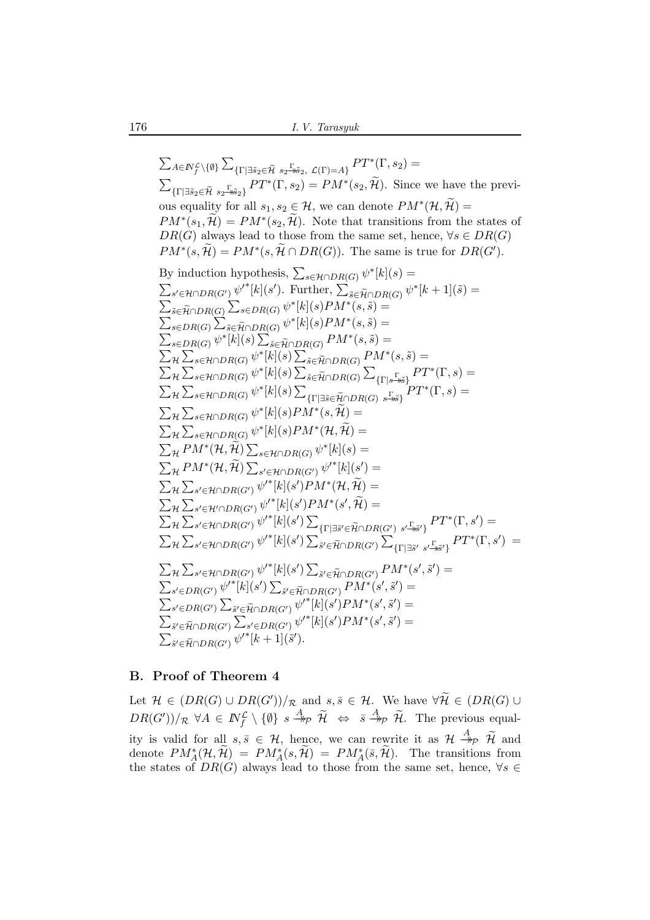$\sum_{A\in \mathbb{N}_f^{\mathcal{L}}\setminus\{\emptyset\}} \sum_{\{\Gamma|\exists \tilde{s}_2\in\widetilde{\mathcal{H}}\ s_2\xrightarrow{\Gamma}\!\!\!\!\rightarrow\tilde{s}_2,\ \mathcal{L}(\Gamma)=A\}} PT^*(\Gamma, s_2) =$ $\sum_{\{\Gamma|\exists \tilde{s}_2\in\widetilde{\mathcal{H}}\ s_2\xrightarrow{\Gamma}\!\!\!\!\rightarrow\tilde{s}_2\}} PT^*(\Gamma, s_2) = PM^*(s_2, \widetilde{\mathcal{H}})$. Since we have the previous equality for all $s_1, s_2 \in \mathcal{H}$, we can denote $PM^*(\mathcal{H}, \widetilde{\mathcal{H}}) = PM^*(s_1, \widetilde{\mathcal{H}}) = PM^*(s_2, \widetilde{\mathcal{H}})$. Note that transitions from the states of $DR(G)$ always lead to those from the same set, hence, $\forall s \in DR(G)$ $PM^*(s, \widetilde{\mathcal{H}}) = PM^*(s, \widetilde{\mathcal{H}} \cap DR(G))$. The same is true for $DR(G')$.

By induction hypothesis, $\sum_{s\in\mathcal{H}\cap DR(G)} \psi^*[k](s) = \sum_{s'\in\mathcal{H}\cap DR(G')} {\psi'}^*[k](s')$. Further, $\sum_{\tilde{s}\in\widetilde{\mathcal{H}}\cap DR(G)} \psi^*[k+1](\tilde{s}) =$
$\sum_{\tilde{s}\in\widetilde{\mathcal{H}}\cap DR(G)} \sum_{s\in DR(G)} \psi^*[k](s) PM^*(s, \tilde{s}) =$
$\sum_{s\in DR(G)} \sum_{\tilde{s}\in\widetilde{\mathcal{H}}\cap DR(G)} \psi^*[k](s) PM^*(s, \tilde{s}) =$
$\sum_{s\in DR(G)} \psi^*[k](s) \sum_{\tilde{s}\in\widetilde{\mathcal{H}}\cap DR(G)} PM^*(s, \tilde{s}) =$
$\sum_{\mathcal{H}} \sum_{s\in\mathcal{H}\cap DR(G)} \psi^*[k](s) \sum_{\tilde{s}\in\widetilde{\mathcal{H}}\cap DR(G)} PM^*(s, \tilde{s}) =$
$\sum_{\mathcal{H}} \sum_{s\in\mathcal{H}\cap DR(G)} \psi^*[k](s) \sum_{\tilde{s}\in\widetilde{\mathcal{H}}\cap DR(G)} \sum_{\{\Gamma|s\xrightarrow{\Gamma}\!\!\!\!\rightarrow\tilde{s}\}} PT^*(\Gamma, s) =$
$\sum_{\mathcal{H}} \sum_{s\in\mathcal{H}\cap DR(G)} \psi^*[k](s) \sum_{\{\Gamma|\exists\tilde{s}\in\widetilde{\mathcal{H}}\cap DR(G)\ s\xrightarrow{\Gamma}\!\!\!\!\rightarrow\tilde{s}\}} PT^*(\Gamma, s) =$
$\sum_{\mathcal{H}} \sum_{s\in\mathcal{H}\cap DR(G)} \psi^*[k](s) PM^*(s, \widetilde{\mathcal{H}}) =$
$\sum_{\mathcal{H}} \sum_{s\in\mathcal{H}\cap DR(G)} \psi^*[k](s) PM^*(\mathcal{H}, \widetilde{\mathcal{H}}) =$
$\sum_{\mathcal{H}} PM^*(\mathcal{H}, \widetilde{\mathcal{H}}) \sum_{s\in\mathcal{H}\cap DR(G)} \psi^*[k](s) =$
$\sum_{\mathcal{H}} PM^*(\mathcal{H}, \widetilde{\mathcal{H}}) \sum_{s'\in\mathcal{H}\cap DR(G')} {\psi'}^*[k](s') =$
$\sum_{\mathcal{H}} \sum_{s'\in\mathcal{H}\cap DR(G')} {\psi'}^*[k](s') PM^*(\mathcal{H}, \widetilde{\mathcal{H}}) =$
$\sum_{\mathcal{H}} \sum_{s'\in\mathcal{H}'\cap DR(G')} {\psi'}^*[k](s') PM^*(s', \widetilde{\mathcal{H}}) =$
$\sum_{\mathcal{H}} \sum_{s'\in\mathcal{H}\cap DR(G')} {\psi'}^*[k](s') \sum_{\{\Gamma|\exists\tilde{s}'\in\widetilde{\mathcal{H}}\cap DR(G')\ s'\xrightarrow{\Gamma}\!\!\!\!\rightarrow\tilde{s}'\}} PT^*(\Gamma, s') =$
$\sum_{\mathcal{H}} \sum_{s'\in\mathcal{H}\cap DR(G')} {\psi'}^*[k](s') \sum_{\tilde{s}'\in\widetilde{\mathcal{H}}\cap DR(G')} \sum_{\{\Gamma|\exists\tilde{s}'\ s'\xrightarrow{\Gamma}\!\!\!\!\rightarrow\tilde{s}'\}} PT^*(\Gamma, s') =$
$\sum_{\mathcal{H}} \sum_{s'\in\mathcal{H}\cap DR(G')} {\psi'}^*[k](s') \sum_{\tilde{s}'\in\widetilde{\mathcal{H}}\cap DR(G')} PM^*(s', \tilde{s}') =$
$\sum_{s'\in DR(G')} {\psi'}^*[k](s') \sum_{\tilde{s}'\in\widetilde{\mathcal{H}}\cap DR(G')} PM^*(s', \tilde{s}') =$
$\sum_{s'\in DR(G')} \sum_{\tilde{s}'\in\widetilde{\mathcal{H}}\cap DR(G')} {\psi'}^*[k](s') PM^*(s', \tilde{s}') =$
$\sum_{\tilde{s}'\in\widetilde{\mathcal{H}}\cap DR(G')} \sum_{s'\in DR(G')} {\psi'}^*[k](s') PM^*(s', \tilde{s}') =$
$\sum_{\tilde{s}'\in\widetilde{\mathcal{H}}\cap DR(G')} {\psi'}^*[k+1](\tilde{s}')$.

## B. Proof of Theorem 4

Let $\mathcal{H} \in (DR(G) \cup DR(G'))/_{\mathcal{R}}$ and $s, \bar{s} \in \mathcal{H}$. We have $\forall\widetilde{\mathcal{H}} \in (DR(G) \cup DR(G'))/_{\mathcal{R}}\ \forall A \in \mathbb{N}_f^{\mathcal{L}} \setminus \{\emptyset\}\ s \xrightarrow{A}\!\!\!\!\rightarrow_{\mathcal{P}} \widetilde{\mathcal{H}} \ \Leftrightarrow\ \bar{s} \xrightarrow{A}\!\!\!\!\rightarrow_{\mathcal{P}} \widetilde{\mathcal{H}}$. The previous equality is valid for all $s, \bar{s} \in \mathcal{H}$, hence, we can rewrite it as $\mathcal{H} \xrightarrow{A}\!\!\!\!\rightarrow_{\mathcal{P}} \widetilde{\mathcal{H}}$ and denote $PM_A^*(\mathcal{H}, \widetilde{\mathcal{H}}) = PM_A^*(s, \widetilde{\mathcal{H}}) = PM_A^*(\bar{s}, \widetilde{\mathcal{H}})$. The transitions from the states of $DR(G)$ always lead to those from the same set, hence, $\forall s \in$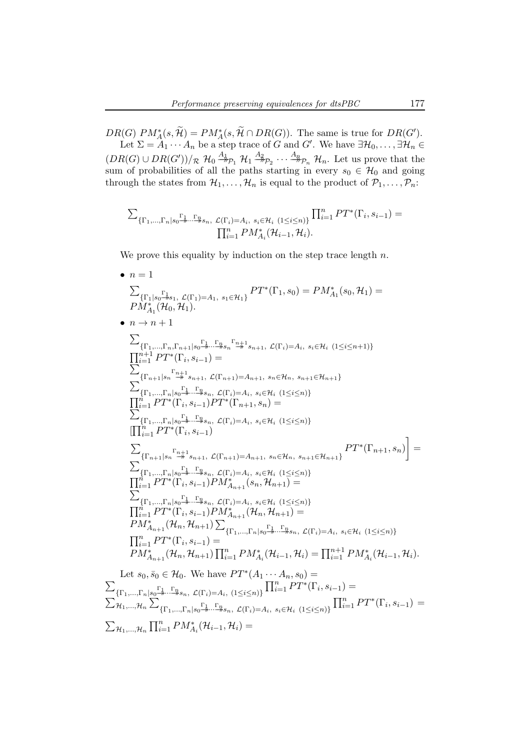$DR(G)$ $PM_A^*(s, \widetilde{\mathcal{H}}) = PM_A^*(s, \widetilde{\mathcal{H}} \cap DR(G))$. The same is true for $DR(G')$.

Let $\Sigma = A_1 \cdots A_n$ be a step trace of $G$ and $G'$. We have $\exists \mathcal{H}_0, \ldots, \exists \mathcal{H}_n \in (DR(G) \cup DR(G'))/_{\mathcal{R}}$ $\mathcal{H}_0 \overset{A_1}{\twoheadrightarrow}_{\mathcal{P}_1} \mathcal{H}_1 \overset{A_2}{\twoheadrightarrow}_{\mathcal{P}_2} \cdots \overset{A_n}{\twoheadrightarrow}_{\mathcal{P}_n} \mathcal{H}_n$. Let us prove that the sum of probabilities of all the paths starting in every $s_0 \in \mathcal{H}_0$ and going through the states from $\mathcal{H}_1, \ldots, \mathcal{H}_n$ is equal to the product of $\mathcal{P}_1, \ldots, \mathcal{P}_n$:

$$\sum_{\{\Gamma_1,\ldots,\Gamma_n | s_0 \overset{\Gamma_1}{\twoheadrightarrow} \cdots \overset{\Gamma_n}{\twoheadrightarrow} s_n,\ \mathcal{L}(\Gamma_i)=A_i,\ s_i \in \mathcal{H}_i\ (1 \le i \le n)\}} \prod_{i=1}^n PT^*(\Gamma_i, s_{i-1}) = \prod_{i=1}^n PM_{A_i}^*(\mathcal{H}_{i-1}, \mathcal{H}_i).$$

We prove this equality by induction on the step trace length $n$.

- $n = 1$

$$\sum_{\{\Gamma_1 | s_0 \overset{\Gamma_1}{\twoheadrightarrow} s_1,\ \mathcal{L}(\Gamma_1)=A_1,\ s_1 \in \mathcal{H}_1\}} PT^*(\Gamma_1, s_0) = PM_{A_1}^*(s_0, \mathcal{H}_1) = PM_{A_1}^*(\mathcal{H}_0, \mathcal{H}_1).$$

- $n \to n+1$

$$\begin{aligned}
&\sum_{\{\Gamma_1,\ldots,\Gamma_n,\Gamma_{n+1} | s_0 \overset{\Gamma_1}{\twoheadrightarrow} \cdots \overset{\Gamma_n}{\twoheadrightarrow} s_n \overset{\Gamma_{n+1}}{\twoheadrightarrow} s_{n+1},\ \mathcal{L}(\Gamma_i)=A_i,\ s_i \in \mathcal{H}_i\ (1 \le i \le n+1)\}} \prod_{i=1}^{n+1} PT^*(\Gamma_i, s_{i-1}) = \\
&\sum_{\{\Gamma_{n+1} | s_n \overset{\Gamma_{n+1}}{\twoheadrightarrow} s_{n+1},\ \mathcal{L}(\Gamma_{n+1})=A_{n+1},\ s_n \in \mathcal{H}_n,\ s_{n+1} \in \mathcal{H}_{n+1}\}} \sum_{\{\Gamma_1,\ldots,\Gamma_n | s_0 \overset{\Gamma_1}{\twoheadrightarrow} \cdots \overset{\Gamma_n}{\twoheadrightarrow} s_n,\ \mathcal{L}(\Gamma_i)=A_i,\ s_i \in \mathcal{H}_i\ (1 \le i \le n)\}} \prod_{i=1}^n PT^*(\Gamma_i, s_{i-1}) PT^*(\Gamma_{n+1}, s_n) = \\
&\sum_{\{\Gamma_1,\ldots,\Gamma_n | s_0 \overset{\Gamma_1}{\twoheadrightarrow} \cdots \overset{\Gamma_n}{\twoheadrightarrow} s_n,\ \mathcal{L}(\Gamma_i)=A_i,\ s_i \in \mathcal{H}_i\ (1 \le i \le n)\}} \left[\prod_{i=1}^n PT^*(\Gamma_i, s_{i-1}) \sum_{\{\Gamma_{n+1} | s_n \overset{\Gamma_{n+1}}{\twoheadrightarrow} s_{n+1},\ \mathcal{L}(\Gamma_{n+1})=A_{n+1},\ s_n \in \mathcal{H}_n,\ s_{n+1} \in \mathcal{H}_{n+1}\}} PT^*(\Gamma_{n+1}, s_n)\right] = \\
&\sum_{\{\Gamma_1,\ldots,\Gamma_n | s_0 \overset{\Gamma_1}{\twoheadrightarrow} \cdots \overset{\Gamma_n}{\twoheadrightarrow} s_n,\ \mathcal{L}(\Gamma_i)=A_i,\ s_i \in \mathcal{H}_i\ (1 \le i \le n)\}} \prod_{i=1}^n PT^*(\Gamma_i, s_{i-1}) PM_{A_{n+1}}^*(s_n, \mathcal{H}_{n+1}) = \\
&\sum_{\{\Gamma_1,\ldots,\Gamma_n | s_0 \overset{\Gamma_1}{\twoheadrightarrow} \cdots \overset{\Gamma_n}{\twoheadrightarrow} s_n,\ \mathcal{L}(\Gamma_i)=A_i,\ s_i \in \mathcal{H}_i\ (1 \le i \le n)\}} \prod_{i=1}^n PT^*(\Gamma_i, s_{i-1}) PM_{A_{n+1}}^*(\mathcal{H}_n, \mathcal{H}_{n+1}) = \\
&PM_{A_{n+1}}^*(\mathcal{H}_n, \mathcal{H}_{n+1}) \sum_{\{\Gamma_1,\ldots,\Gamma_n | s_0 \overset{\Gamma_1}{\twoheadrightarrow} \cdots \overset{\Gamma_n}{\twoheadrightarrow} s_n,\ \mathcal{L}(\Gamma_i)=A_i,\ s_i \in \mathcal{H}_i\ (1 \le i \le n)\}} \prod_{i=1}^n PT^*(\Gamma_i, s_{i-1}) = \\
&PM_{A_{n+1}}^*(\mathcal{H}_n, \mathcal{H}_{n+1}) \prod_{i=1}^n PM_{A_i}^*(\mathcal{H}_{i-1}, \mathcal{H}_i) = \prod_{i=1}^{n+1} PM_{A_i}^*(\mathcal{H}_{i-1}, \mathcal{H}_i).
\end{aligned}$$

Let $s_0, \bar{s}_0 \in \mathcal{H}_0$. We have $PT^*(A_1 \cdots A_n, s_0) = \sum_{\{\Gamma_1,\ldots,\Gamma_n | s_0 \overset{\Gamma_1}{\twoheadrightarrow} \cdots \overset{\Gamma_n}{\twoheadrightarrow} s_n,\ \mathcal{L}(\Gamma_i)=A_i,\ (1 \le i \le n)\}} \prod_{i=1}^n PT^*(\Gamma_i, s_{i-1}) = \sum_{\mathcal{H}_1,\ldots,\mathcal{H}_n} \sum_{\{\Gamma_1,\ldots,\Gamma_n | s_0 \overset{\Gamma_1}{\twoheadrightarrow} \cdots \overset{\Gamma_n}{\twoheadrightarrow} s_n,\ \mathcal{L}(\Gamma_i)=A_i,\ s_i \in \mathcal{H}_i\ (1 \le i \le n)\}} \prod_{i=1}^n PT^*(\Gamma_i, s_{i-1}) = \sum_{\mathcal{H}_1,\ldots,\mathcal{H}_n} \prod_{i=1}^n PM_{A_i}^*(\mathcal{H}_{i-1}, \mathcal{H}_i) =$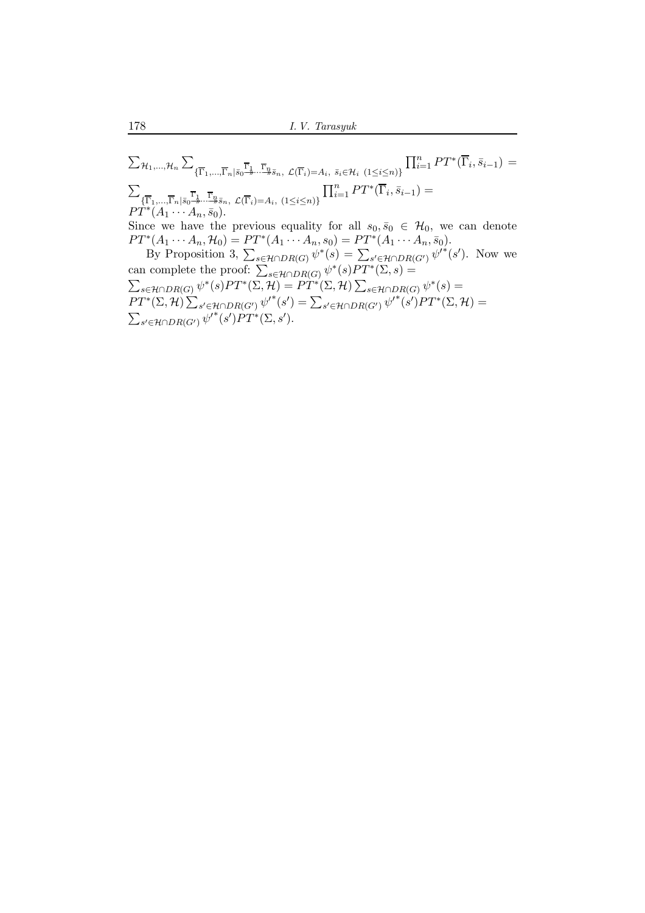$\sum_{\mathcal{H}_1,\ldots,\mathcal{H}_n}\sum_{\{\overline{\Gamma}_1,\ldots,\overline{\Gamma}_n|\bar{s}_0\xrightarrow{\overline{\Gamma}_1}\cdots\xrightarrow{\overline{\Gamma}_n}\bar{s}_n,\ \mathcal{L}(\overline{\Gamma}_i)=A_i,\ \bar{s}_i\in\mathcal{H}_i\ (1\le i\le n)\}}\prod_{i=1}^n PT^*(\overline{\Gamma}_i,\bar{s}_{i-1}) =$ $\sum_{\{\overline{\Gamma}_1,\ldots,\overline{\Gamma}_n|\bar{s}_0\xrightarrow{\overline{\Gamma}_1}\cdots\xrightarrow{\overline{\Gamma}_n}\bar{s}_n,\ \mathcal{L}(\overline{\Gamma}_i)=A_i,\ (1\le i\le n)\}}\prod_{i=1}^n PT^*(\overline{\Gamma}_i,\bar{s}_{i-1}) =$ $PT^*(A_1\cdots A_n,\bar{s}_0)$.

Since we have the previous equality for all $s_0,\bar{s}_0\in\mathcal{H}_0$, we can denote $PT^*(A_1\cdots A_n,\mathcal{H}_0)=PT^*(A_1\cdots A_n,s_0)=PT^*(A_1\cdots A_n,\bar{s}_0)$.

By Proposition 3, $\sum_{s\in\mathcal{H}\cap DR(G)}\psi^*(s)=\sum_{s'\in\mathcal{H}\cap DR(G')}{\psi'}^*(s')$. Now we can complete the proof: $\sum_{s\in\mathcal{H}\cap DR(G)}\psi^*(s)PT^*(\Sigma,s)=$ $\sum_{s\in\mathcal{H}\cap DR(G)}\psi^*(s)PT^*(\Sigma,\mathcal{H})=PT^*(\Sigma,\mathcal{H})\sum_{s\in\mathcal{H}\cap DR(G)}\psi^*(s)=$ $PT^*(\Sigma,\mathcal{H})\sum_{s'\in\mathcal{H}\cap DR(G')}{\psi'}^*(s')=\sum_{s'\in\mathcal{H}\cap DR(G')}{\psi'}^*(s')PT^*(\Sigma,\mathcal{H})=$ $\sum_{s'\in\mathcal{H}\cap DR(G')}{\psi'}^*(s')PT^*(\Sigma,s')$.